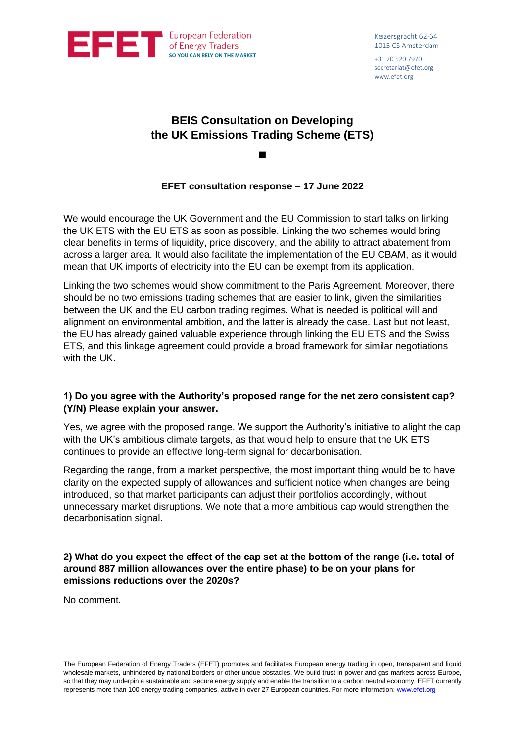EFET European Federation of Energy Traders
SO YOU CAN RELY ON THE MARKET

Keizersgracht 62-64
1015 CS Amsterdam

+31 20 520 7970
secretariat@efet.org
www.efet.org

# BEIS Consultation on Developing the UK Emissions Trading Scheme (ETS)

■

**EFET consultation response – 17 June 2022**

We would encourage the UK Government and the EU Commission to start talks on linking the UK ETS with the EU ETS as soon as possible. Linking the two schemes would bring clear benefits in terms of liquidity, price discovery, and the ability to attract abatement from across a larger area. It would also facilitate the implementation of the EU CBAM, as it would mean that UK imports of electricity into the EU can be exempt from its application.

Linking the two schemes would show commitment to the Paris Agreement. Moreover, there should be no two emissions trading schemes that are easier to link, given the similarities between the UK and the EU carbon trading regimes. What is needed is political will and alignment on environmental ambition, and the latter is already the case. Last but not least, the EU has already gained valuable experience through linking the EU ETS and the Swiss ETS, and this linkage agreement could provide a broad framework for similar negotiations with the UK.

### 1) Do you agree with the Authority's proposed range for the net zero consistent cap? (Y/N) Please explain your answer.

Yes, we agree with the proposed range. We support the Authority's initiative to alight the cap with the UK's ambitious climate targets, as that would help to ensure that the UK ETS continues to provide an effective long-term signal for decarbonisation.

Regarding the range, from a market perspective, the most important thing would be to have clarity on the expected supply of allowances and sufficient notice when changes are being introduced, so that market participants can adjust their portfolios accordingly, without unnecessary market disruptions. We note that a more ambitious cap would strengthen the decarbonisation signal.

### 2) What do you expect the effect of the cap set at the bottom of the range (i.e. total of around 887 million allowances over the entire phase) to be on your plans for emissions reductions over the 2020s?

No comment.

The European Federation of Energy Traders (EFET) promotes and facilitates European energy trading in open, transparent and liquid wholesale markets, unhindered by national borders or other undue obstacles. We build trust in power and gas markets across Europe, so that they may underpin a sustainable and secure energy supply and enable the transition to a carbon neutral economy. EFET currently represents more than 100 energy trading companies, active in over 27 European countries. For more information: www.efet.org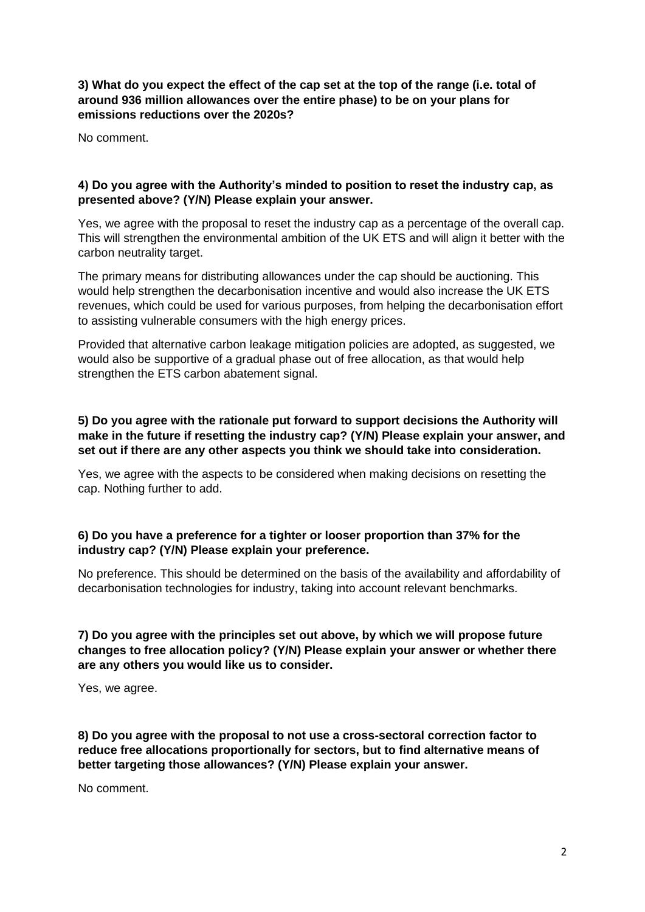**3) What do you expect the effect of the cap set at the top of the range (i.e. total of around 936 million allowances over the entire phase) to be on your plans for emissions reductions over the 2020s?**

No comment.

**4) Do you agree with the Authority's minded to position to reset the industry cap, as presented above? (Y/N) Please explain your answer.**

Yes, we agree with the proposal to reset the industry cap as a percentage of the overall cap. This will strengthen the environmental ambition of the UK ETS and will align it better with the carbon neutrality target.

The primary means for distributing allowances under the cap should be auctioning. This would help strengthen the decarbonisation incentive and would also increase the UK ETS revenues, which could be used for various purposes, from helping the decarbonisation effort to assisting vulnerable consumers with the high energy prices.

Provided that alternative carbon leakage mitigation policies are adopted, as suggested, we would also be supportive of a gradual phase out of free allocation, as that would help strengthen the ETS carbon abatement signal.

**5) Do you agree with the rationale put forward to support decisions the Authority will make in the future if resetting the industry cap? (Y/N) Please explain your answer, and set out if there are any other aspects you think we should take into consideration.**

Yes, we agree with the aspects to be considered when making decisions on resetting the cap. Nothing further to add.

**6) Do you have a preference for a tighter or looser proportion than 37% for the industry cap? (Y/N) Please explain your preference.**

No preference. This should be determined on the basis of the availability and affordability of decarbonisation technologies for industry, taking into account relevant benchmarks.

**7) Do you agree with the principles set out above, by which we will propose future changes to free allocation policy? (Y/N) Please explain your answer or whether there are any others you would like us to consider.**

Yes, we agree.

**8) Do you agree with the proposal to not use a cross-sectoral correction factor to reduce free allocations proportionally for sectors, but to find alternative means of better targeting those allowances? (Y/N) Please explain your answer.**

No comment.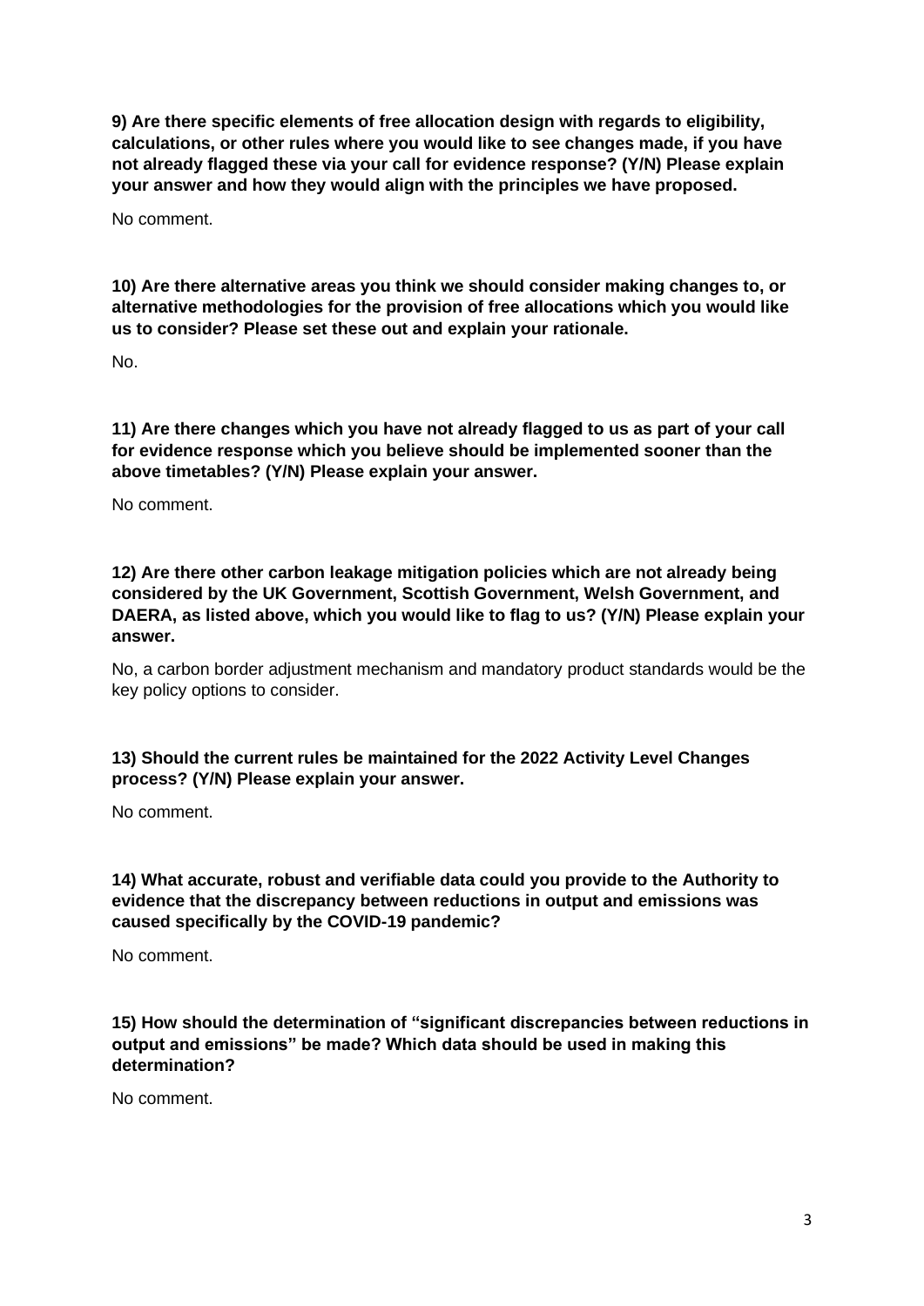**9) Are there specific elements of free allocation design with regards to eligibility, calculations, or other rules where you would like to see changes made, if you have not already flagged these via your call for evidence response? (Y/N) Please explain your answer and how they would align with the principles we have proposed.**

No comment.

**10) Are there alternative areas you think we should consider making changes to, or alternative methodologies for the provision of free allocations which you would like us to consider? Please set these out and explain your rationale.**

No.

**11) Are there changes which you have not already flagged to us as part of your call for evidence response which you believe should be implemented sooner than the above timetables? (Y/N) Please explain your answer.**

No comment.

**12) Are there other carbon leakage mitigation policies which are not already being considered by the UK Government, Scottish Government, Welsh Government, and DAERA, as listed above, which you would like to flag to us? (Y/N) Please explain your answer.**

No, a carbon border adjustment mechanism and mandatory product standards would be the key policy options to consider.

**13) Should the current rules be maintained for the 2022 Activity Level Changes process? (Y/N) Please explain your answer.**

No comment.

**14) What accurate, robust and verifiable data could you provide to the Authority to evidence that the discrepancy between reductions in output and emissions was caused specifically by the COVID-19 pandemic?**

No comment.

**15) How should the determination of "significant discrepancies between reductions in output and emissions" be made? Which data should be used in making this determination?**

No comment.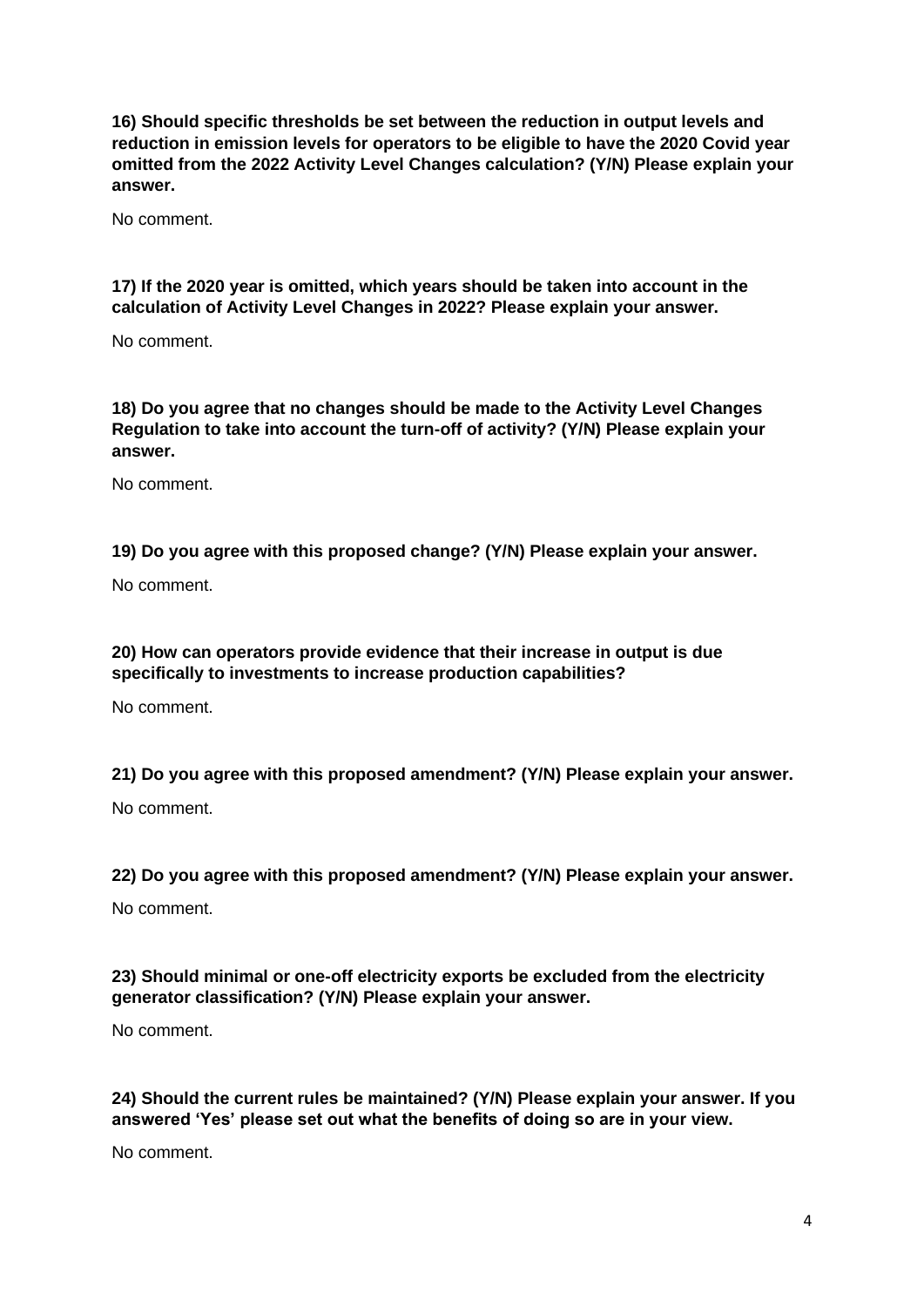**16) Should specific thresholds be set between the reduction in output levels and reduction in emission levels for operators to be eligible to have the 2020 Covid year omitted from the 2022 Activity Level Changes calculation? (Y/N) Please explain your answer.**

No comment.

**17) If the 2020 year is omitted, which years should be taken into account in the calculation of Activity Level Changes in 2022? Please explain your answer.**

No comment.

**18) Do you agree that no changes should be made to the Activity Level Changes Regulation to take into account the turn-off of activity? (Y/N) Please explain your answer.**

No comment.

**19) Do you agree with this proposed change? (Y/N) Please explain your answer.**

No comment.

**20) How can operators provide evidence that their increase in output is due specifically to investments to increase production capabilities?**

No comment.

**21) Do you agree with this proposed amendment? (Y/N) Please explain your answer.**

No comment.

**22) Do you agree with this proposed amendment? (Y/N) Please explain your answer.**

No comment.

**23) Should minimal or one-off electricity exports be excluded from the electricity generator classification? (Y/N) Please explain your answer.**

No comment.

**24) Should the current rules be maintained? (Y/N) Please explain your answer. If you answered 'Yes' please set out what the benefits of doing so are in your view.**

No comment.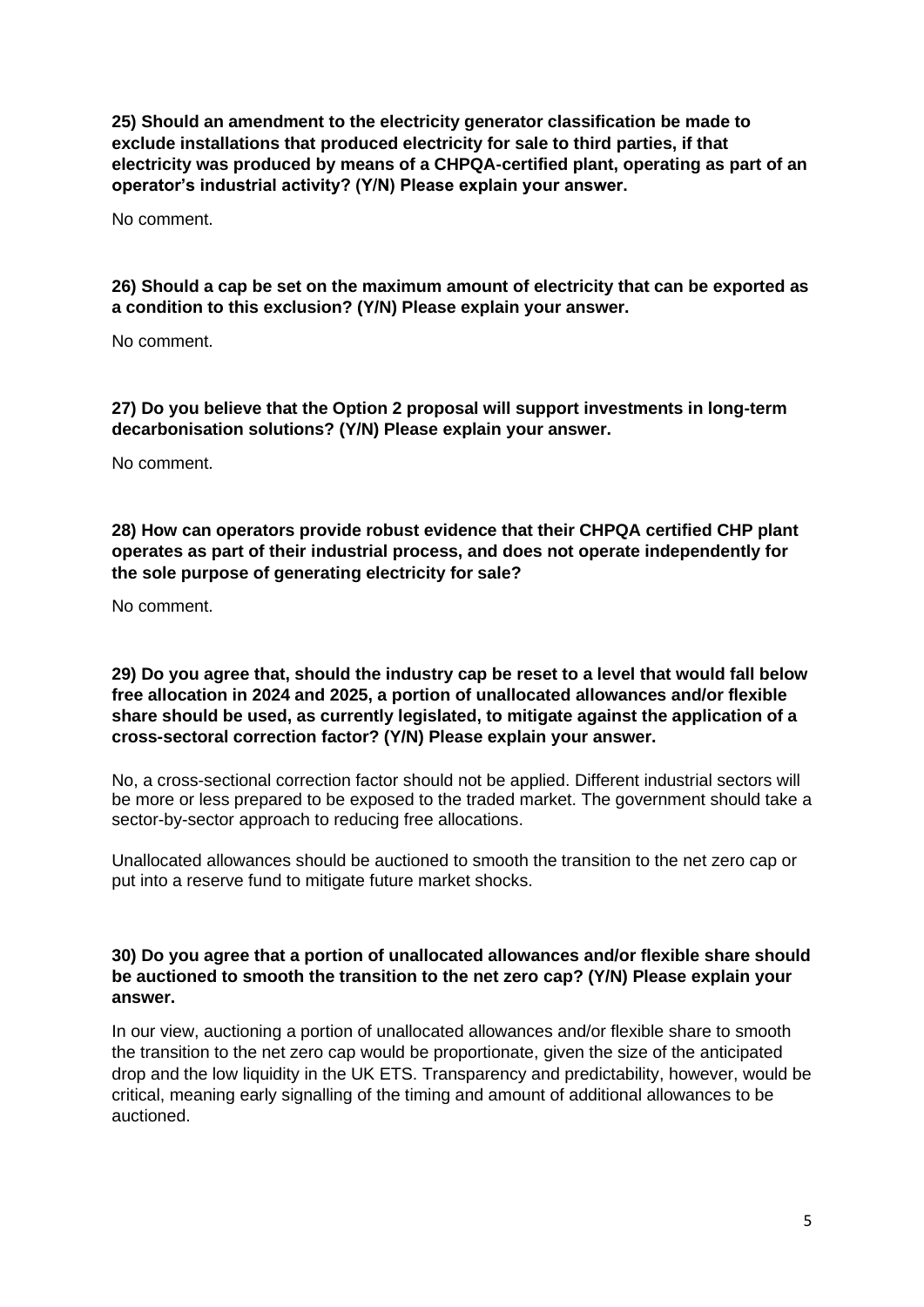**25) Should an amendment to the electricity generator classification be made to exclude installations that produced electricity for sale to third parties, if that electricity was produced by means of a CHPQA-certified plant, operating as part of an operator's industrial activity? (Y/N) Please explain your answer.**

No comment.

**26) Should a cap be set on the maximum amount of electricity that can be exported as a condition to this exclusion? (Y/N) Please explain your answer.**

No comment.

**27) Do you believe that the Option 2 proposal will support investments in long-term decarbonisation solutions? (Y/N) Please explain your answer.**

No comment.

**28) How can operators provide robust evidence that their CHPQA certified CHP plant operates as part of their industrial process, and does not operate independently for the sole purpose of generating electricity for sale?**

No comment.

**29) Do you agree that, should the industry cap be reset to a level that would fall below free allocation in 2024 and 2025, a portion of unallocated allowances and/or flexible share should be used, as currently legislated, to mitigate against the application of a cross-sectoral correction factor? (Y/N) Please explain your answer.**

No, a cross-sectional correction factor should not be applied. Different industrial sectors will be more or less prepared to be exposed to the traded market. The government should take a sector-by-sector approach to reducing free allocations.

Unallocated allowances should be auctioned to smooth the transition to the net zero cap or put into a reserve fund to mitigate future market shocks.

**30) Do you agree that a portion of unallocated allowances and/or flexible share should be auctioned to smooth the transition to the net zero cap? (Y/N) Please explain your answer.**

In our view, auctioning a portion of unallocated allowances and/or flexible share to smooth the transition to the net zero cap would be proportionate, given the size of the anticipated drop and the low liquidity in the UK ETS. Transparency and predictability, however, would be critical, meaning early signalling of the timing and amount of additional allowances to be auctioned.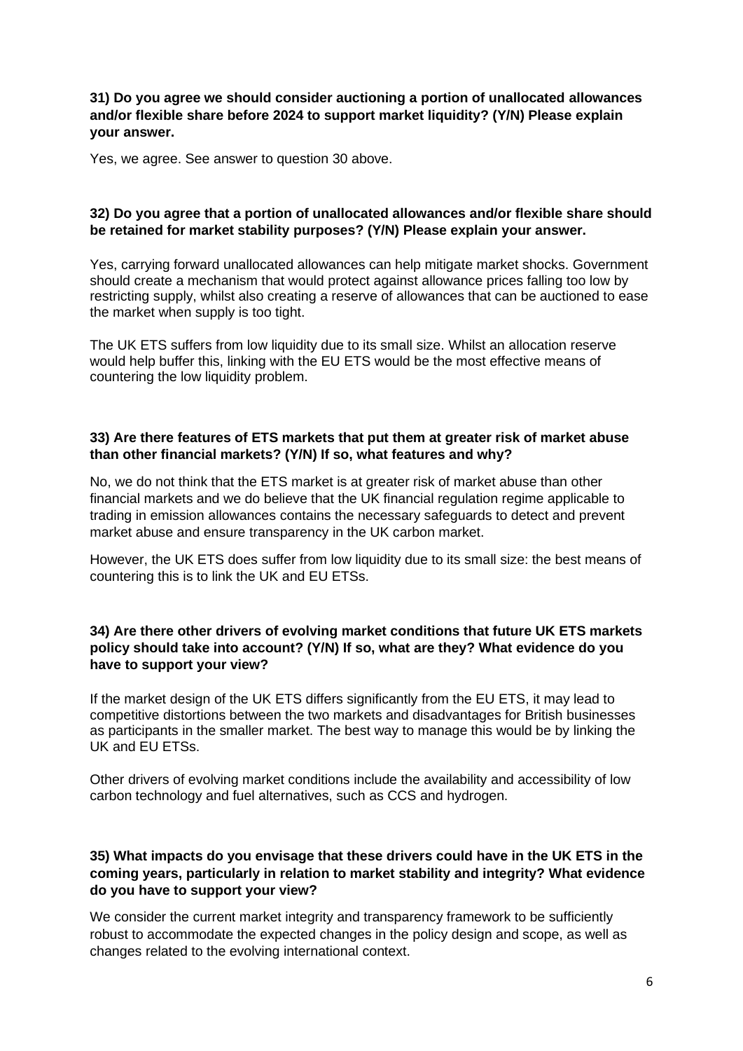**31) Do you agree we should consider auctioning a portion of unallocated allowances and/or flexible share before 2024 to support market liquidity? (Y/N) Please explain your answer.**

Yes, we agree. See answer to question 30 above.

**32) Do you agree that a portion of unallocated allowances and/or flexible share should be retained for market stability purposes? (Y/N) Please explain your answer.**

Yes, carrying forward unallocated allowances can help mitigate market shocks. Government should create a mechanism that would protect against allowance prices falling too low by restricting supply, whilst also creating a reserve of allowances that can be auctioned to ease the market when supply is too tight.

The UK ETS suffers from low liquidity due to its small size. Whilst an allocation reserve would help buffer this, linking with the EU ETS would be the most effective means of countering the low liquidity problem.

**33) Are there features of ETS markets that put them at greater risk of market abuse than other financial markets? (Y/N) If so, what features and why?**

No, we do not think that the ETS market is at greater risk of market abuse than other financial markets and we do believe that the UK financial regulation regime applicable to trading in emission allowances contains the necessary safeguards to detect and prevent market abuse and ensure transparency in the UK carbon market.

However, the UK ETS does suffer from low liquidity due to its small size: the best means of countering this is to link the UK and EU ETSs.

**34) Are there other drivers of evolving market conditions that future UK ETS markets policy should take into account? (Y/N) If so, what are they? What evidence do you have to support your view?**

If the market design of the UK ETS differs significantly from the EU ETS, it may lead to competitive distortions between the two markets and disadvantages for British businesses as participants in the smaller market. The best way to manage this would be by linking the UK and EU ETSs.

Other drivers of evolving market conditions include the availability and accessibility of low carbon technology and fuel alternatives, such as CCS and hydrogen.

**35) What impacts do you envisage that these drivers could have in the UK ETS in the coming years, particularly in relation to market stability and integrity? What evidence do you have to support your view?**

We consider the current market integrity and transparency framework to be sufficiently robust to accommodate the expected changes in the policy design and scope, as well as changes related to the evolving international context.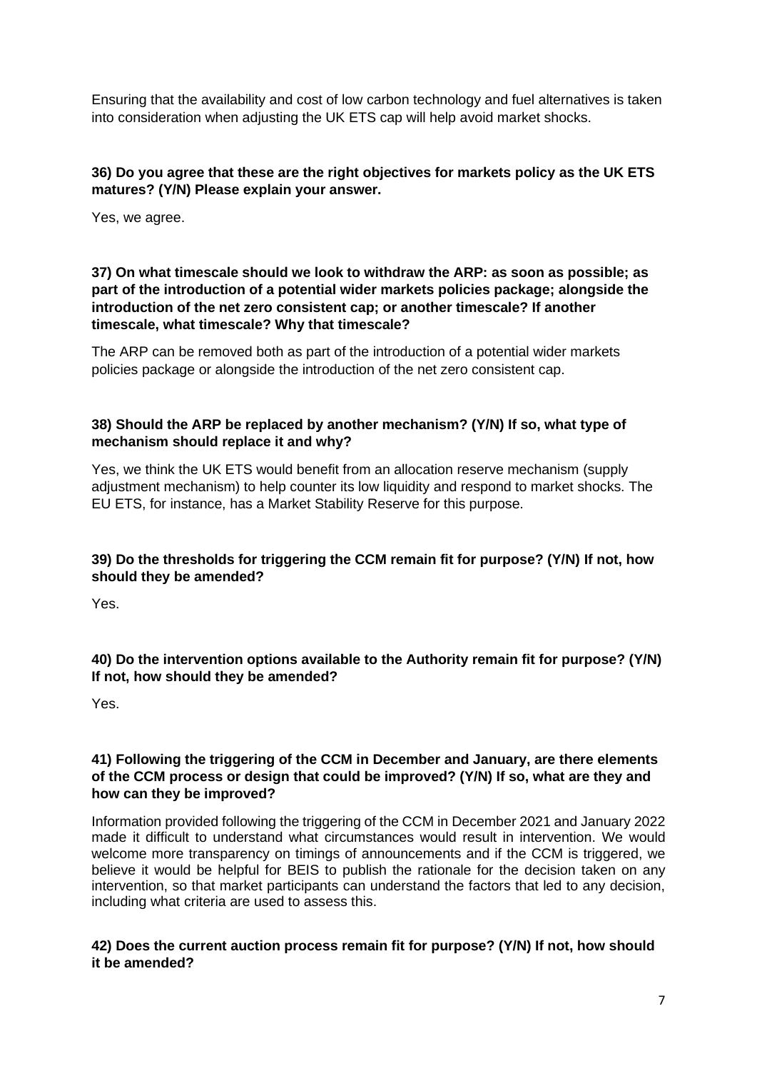Ensuring that the availability and cost of low carbon technology and fuel alternatives is taken into consideration when adjusting the UK ETS cap will help avoid market shocks.

**36) Do you agree that these are the right objectives for markets policy as the UK ETS matures? (Y/N) Please explain your answer.**

Yes, we agree.

**37) On what timescale should we look to withdraw the ARP: as soon as possible; as part of the introduction of a potential wider markets policies package; alongside the introduction of the net zero consistent cap; or another timescale? If another timescale, what timescale? Why that timescale?**

The ARP can be removed both as part of the introduction of a potential wider markets policies package or alongside the introduction of the net zero consistent cap.

**38) Should the ARP be replaced by another mechanism? (Y/N) If so, what type of mechanism should replace it and why?**

Yes, we think the UK ETS would benefit from an allocation reserve mechanism (supply adjustment mechanism) to help counter its low liquidity and respond to market shocks. The EU ETS, for instance, has a Market Stability Reserve for this purpose.

**39) Do the thresholds for triggering the CCM remain fit for purpose? (Y/N) If not, how should they be amended?**

Yes.

**40) Do the intervention options available to the Authority remain fit for purpose? (Y/N) If not, how should they be amended?**

Yes.

**41) Following the triggering of the CCM in December and January, are there elements of the CCM process or design that could be improved? (Y/N) If so, what are they and how can they be improved?**

Information provided following the triggering of the CCM in December 2021 and January 2022 made it difficult to understand what circumstances would result in intervention. We would welcome more transparency on timings of announcements and if the CCM is triggered, we believe it would be helpful for BEIS to publish the rationale for the decision taken on any intervention, so that market participants can understand the factors that led to any decision, including what criteria are used to assess this.

**42) Does the current auction process remain fit for purpose? (Y/N) If not, how should it be amended?**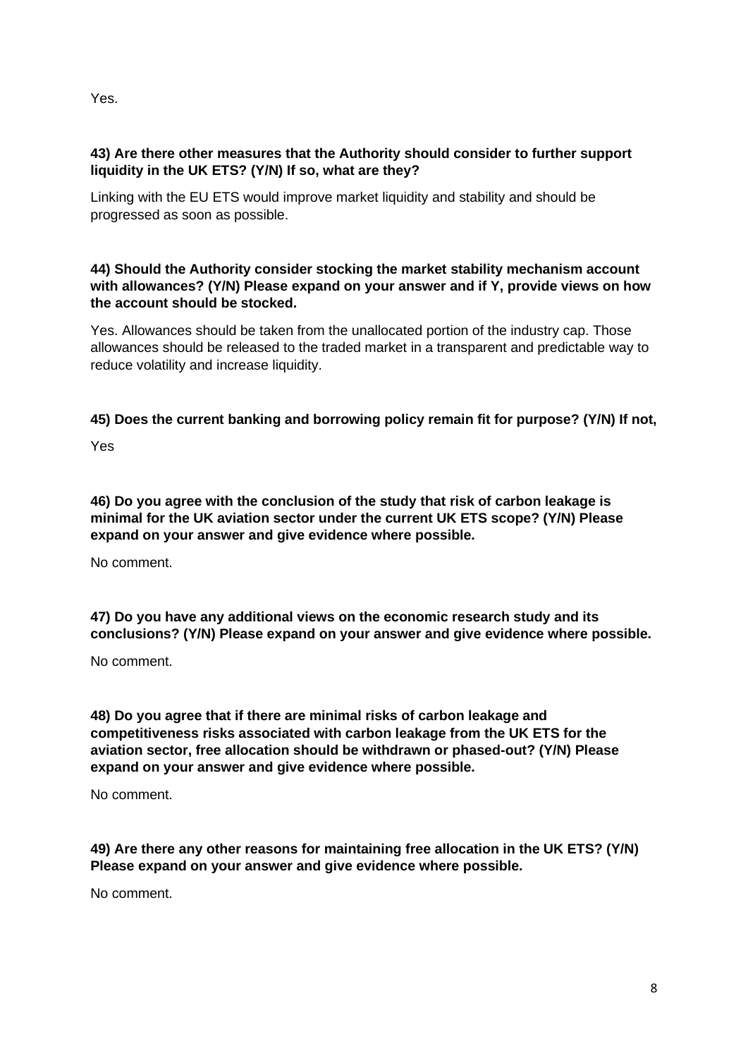Yes.

**43) Are there other measures that the Authority should consider to further support liquidity in the UK ETS? (Y/N) If so, what are they?**

Linking with the EU ETS would improve market liquidity and stability and should be progressed as soon as possible.

**44) Should the Authority consider stocking the market stability mechanism account with allowances? (Y/N) Please expand on your answer and if Y, provide views on how the account should be stocked.**

Yes. Allowances should be taken from the unallocated portion of the industry cap. Those allowances should be released to the traded market in a transparent and predictable way to reduce volatility and increase liquidity.

**45) Does the current banking and borrowing policy remain fit for purpose? (Y/N) If not,**

Yes

**46) Do you agree with the conclusion of the study that risk of carbon leakage is minimal for the UK aviation sector under the current UK ETS scope? (Y/N) Please expand on your answer and give evidence where possible.**

No comment.

**47) Do you have any additional views on the economic research study and its conclusions? (Y/N) Please expand on your answer and give evidence where possible.**

No comment.

**48) Do you agree that if there are minimal risks of carbon leakage and competitiveness risks associated with carbon leakage from the UK ETS for the aviation sector, free allocation should be withdrawn or phased-out? (Y/N) Please expand on your answer and give evidence where possible.**

No comment.

**49) Are there any other reasons for maintaining free allocation in the UK ETS? (Y/N) Please expand on your answer and give evidence where possible.**

No comment.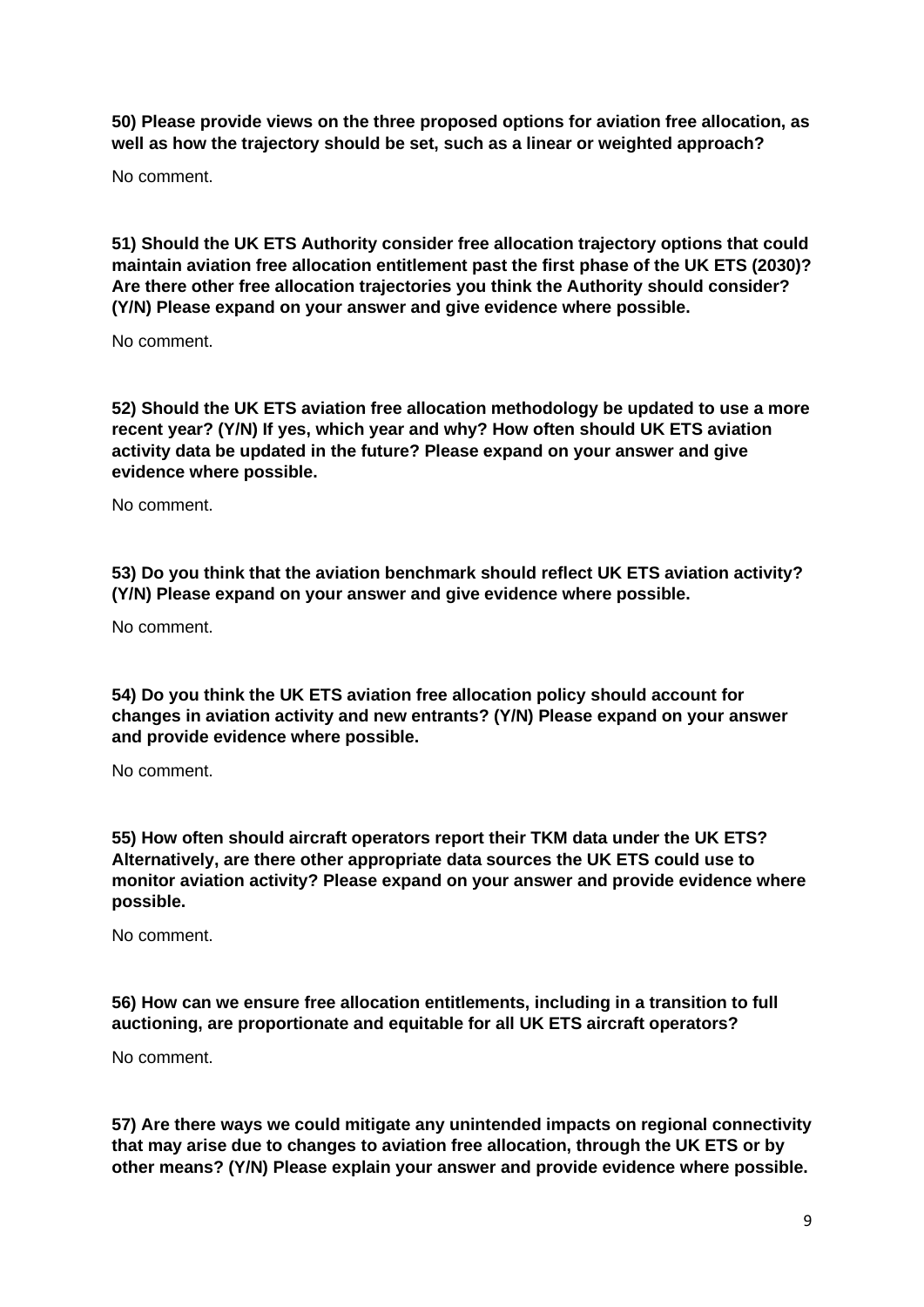**50) Please provide views on the three proposed options for aviation free allocation, as well as how the trajectory should be set, such as a linear or weighted approach?**

No comment.

**51) Should the UK ETS Authority consider free allocation trajectory options that could maintain aviation free allocation entitlement past the first phase of the UK ETS (2030)? Are there other free allocation trajectories you think the Authority should consider? (Y/N) Please expand on your answer and give evidence where possible.**

No comment.

**52) Should the UK ETS aviation free allocation methodology be updated to use a more recent year? (Y/N) If yes, which year and why? How often should UK ETS aviation activity data be updated in the future? Please expand on your answer and give evidence where possible.**

No comment.

**53) Do you think that the aviation benchmark should reflect UK ETS aviation activity? (Y/N) Please expand on your answer and give evidence where possible.**

No comment.

**54) Do you think the UK ETS aviation free allocation policy should account for changes in aviation activity and new entrants? (Y/N) Please expand on your answer and provide evidence where possible.**

No comment.

**55) How often should aircraft operators report their TKM data under the UK ETS? Alternatively, are there other appropriate data sources the UK ETS could use to monitor aviation activity? Please expand on your answer and provide evidence where possible.**

No comment.

**56) How can we ensure free allocation entitlements, including in a transition to full auctioning, are proportionate and equitable for all UK ETS aircraft operators?**

No comment.

**57) Are there ways we could mitigate any unintended impacts on regional connectivity that may arise due to changes to aviation free allocation, through the UK ETS or by other means? (Y/N) Please explain your answer and provide evidence where possible.**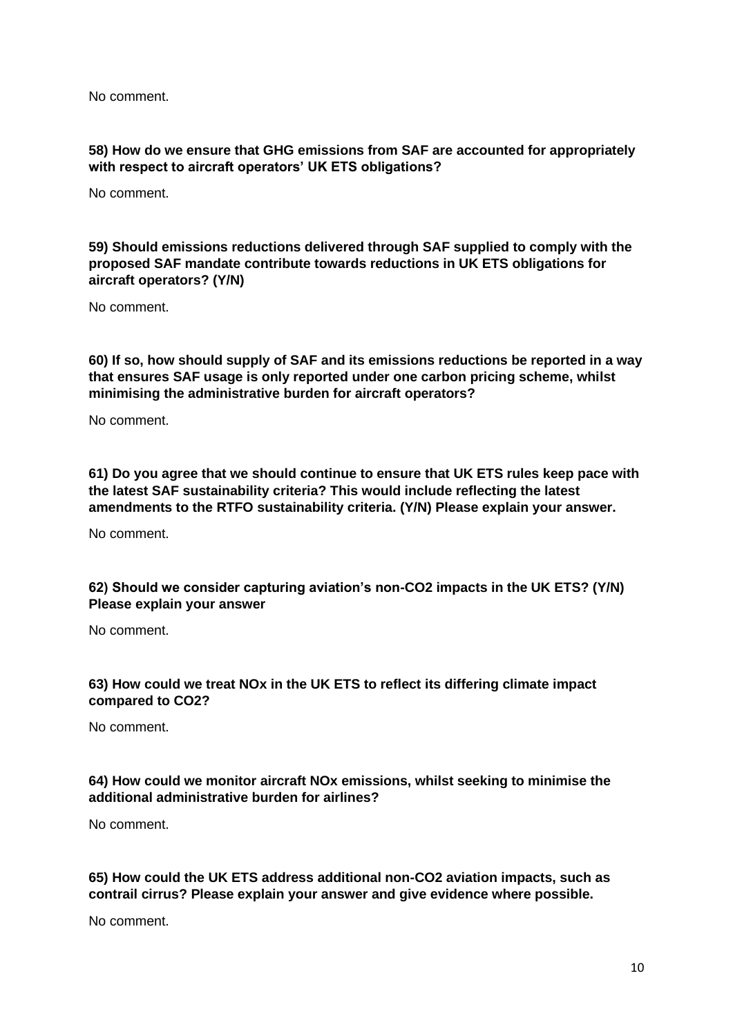No comment.

**58) How do we ensure that GHG emissions from SAF are accounted for appropriately with respect to aircraft operators' UK ETS obligations?**

No comment.

**59) Should emissions reductions delivered through SAF supplied to comply with the proposed SAF mandate contribute towards reductions in UK ETS obligations for aircraft operators? (Y/N)**

No comment.

**60) If so, how should supply of SAF and its emissions reductions be reported in a way that ensures SAF usage is only reported under one carbon pricing scheme, whilst minimising the administrative burden for aircraft operators?**

No comment.

**61) Do you agree that we should continue to ensure that UK ETS rules keep pace with the latest SAF sustainability criteria? This would include reflecting the latest amendments to the RTFO sustainability criteria. (Y/N) Please explain your answer.**

No comment.

**62) Should we consider capturing aviation's non-CO2 impacts in the UK ETS? (Y/N) Please explain your answer**

No comment.

**63) How could we treat NOx in the UK ETS to reflect its differing climate impact compared to CO2?**

No comment.

**64) How could we monitor aircraft NOx emissions, whilst seeking to minimise the additional administrative burden for airlines?**

No comment.

**65) How could the UK ETS address additional non-CO2 aviation impacts, such as contrail cirrus? Please explain your answer and give evidence where possible.**

No comment.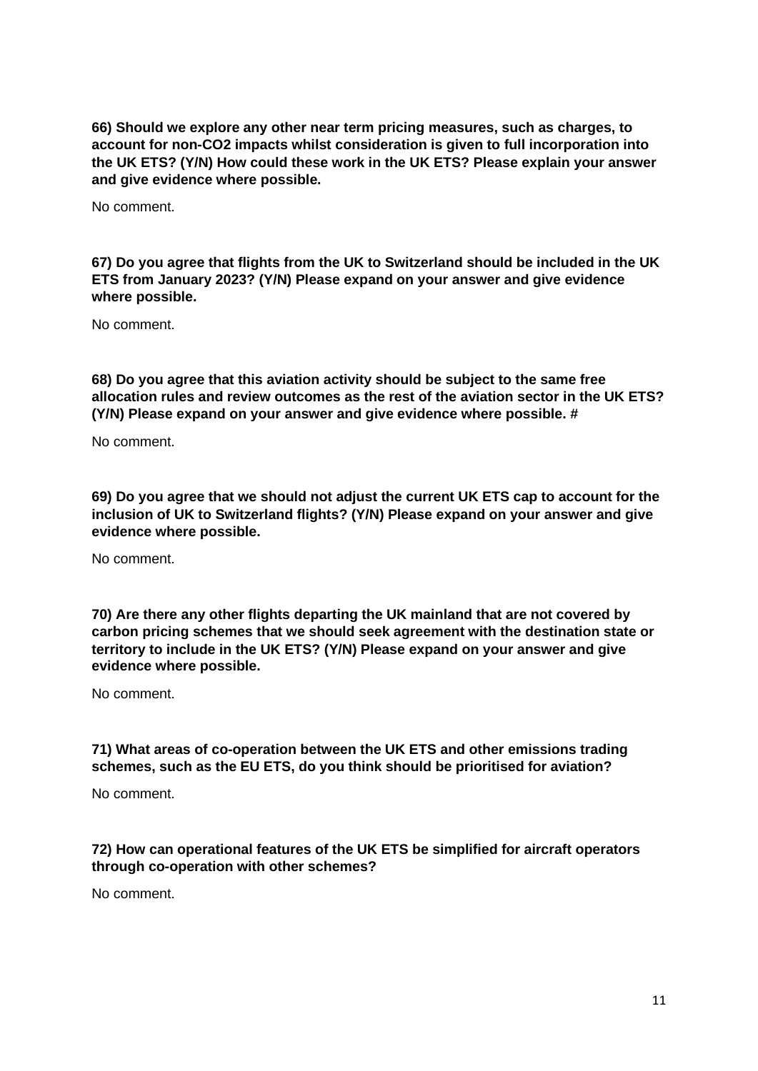**66) Should we explore any other near term pricing measures, such as charges, to account for non-CO2 impacts whilst consideration is given to full incorporation into the UK ETS? (Y/N) How could these work in the UK ETS? Please explain your answer and give evidence where possible.**

No comment.

**67) Do you agree that flights from the UK to Switzerland should be included in the UK ETS from January 2023? (Y/N) Please expand on your answer and give evidence where possible.**

No comment.

**68) Do you agree that this aviation activity should be subject to the same free allocation rules and review outcomes as the rest of the aviation sector in the UK ETS? (Y/N) Please expand on your answer and give evidence where possible. #**

No comment.

**69) Do you agree that we should not adjust the current UK ETS cap to account for the inclusion of UK to Switzerland flights? (Y/N) Please expand on your answer and give evidence where possible.**

No comment.

**70) Are there any other flights departing the UK mainland that are not covered by carbon pricing schemes that we should seek agreement with the destination state or territory to include in the UK ETS? (Y/N) Please expand on your answer and give evidence where possible.**

No comment.

**71) What areas of co-operation between the UK ETS and other emissions trading schemes, such as the EU ETS, do you think should be prioritised for aviation?**

No comment.

**72) How can operational features of the UK ETS be simplified for aircraft operators through co-operation with other schemes?**

No comment.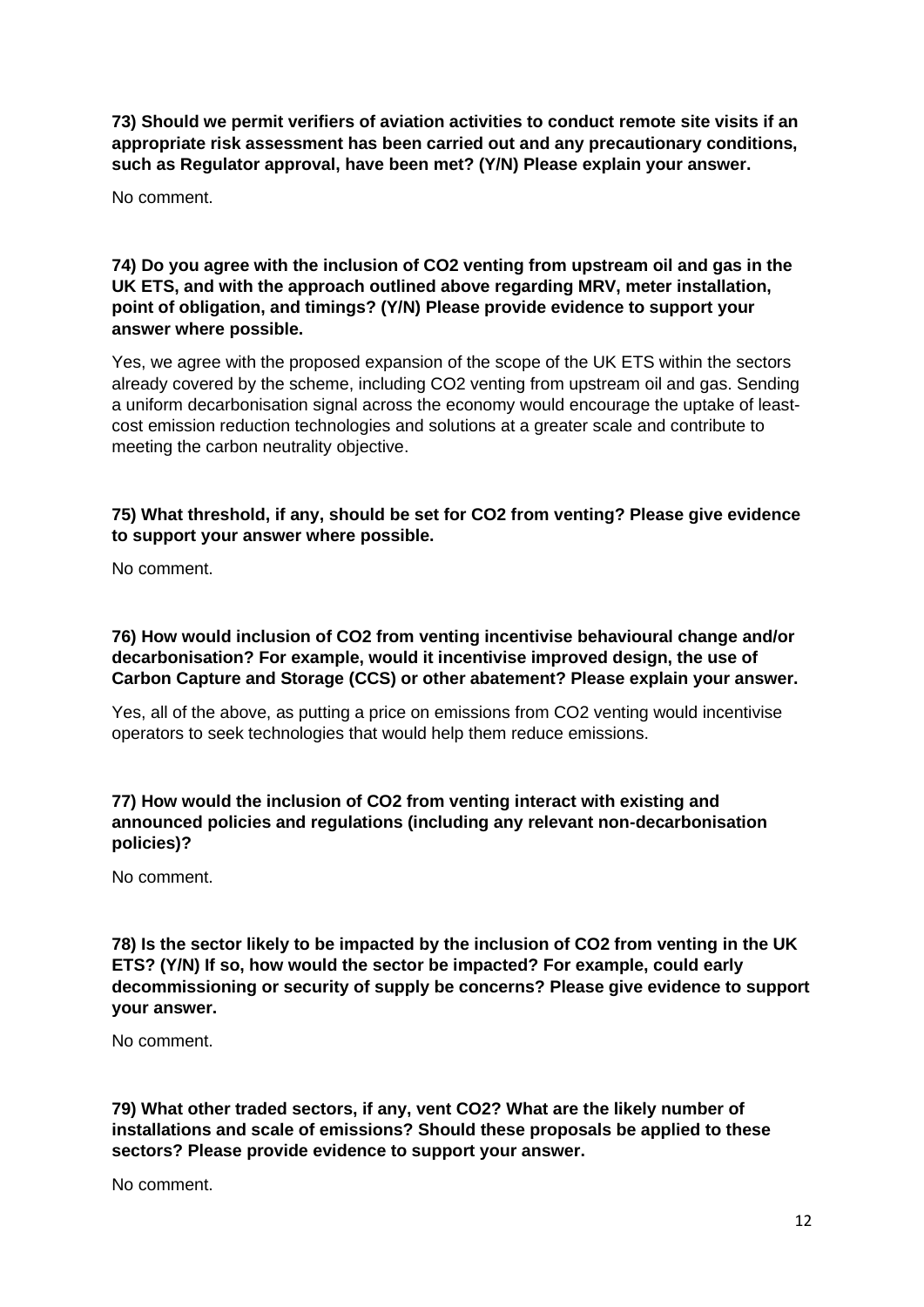**73) Should we permit verifiers of aviation activities to conduct remote site visits if an appropriate risk assessment has been carried out and any precautionary conditions, such as Regulator approval, have been met? (Y/N) Please explain your answer.**

No comment.

**74) Do you agree with the inclusion of $CO_2$ venting from upstream oil and gas in the UK ETS, and with the approach outlined above regarding MRV, meter installation, point of obligation, and timings? (Y/N) Please provide evidence to support your answer where possible.**

Yes, we agree with the proposed expansion of the scope of the UK ETS within the sectors already covered by the scheme, including $CO_2$ venting from upstream oil and gas. Sending a uniform decarbonisation signal across the economy would encourage the uptake of least-cost emission reduction technologies and solutions at a greater scale and contribute to meeting the carbon neutrality objective.

**75) What threshold, if any, should be set for $CO_2$ from venting? Please give evidence to support your answer where possible.**

No comment.

**76) How would inclusion of $CO_2$ from venting incentivise behavioural change and/or decarbonisation? For example, would it incentivise improved design, the use of Carbon Capture and Storage (CCS) or other abatement? Please explain your answer.**

Yes, all of the above, as putting a price on emissions from $CO_2$ venting would incentivise operators to seek technologies that would help them reduce emissions.

**77) How would the inclusion of $CO_2$ from venting interact with existing and announced policies and regulations (including any relevant non-decarbonisation policies)?**

No comment.

**78) Is the sector likely to be impacted by the inclusion of $CO_2$ from venting in the UK ETS? (Y/N) If so, how would the sector be impacted? For example, could early decommissioning or security of supply be concerns? Please give evidence to support your answer.**

No comment.

**79) What other traded sectors, if any, vent $CO_2$? What are the likely number of installations and scale of emissions? Should these proposals be applied to these sectors? Please provide evidence to support your answer.**

No comment.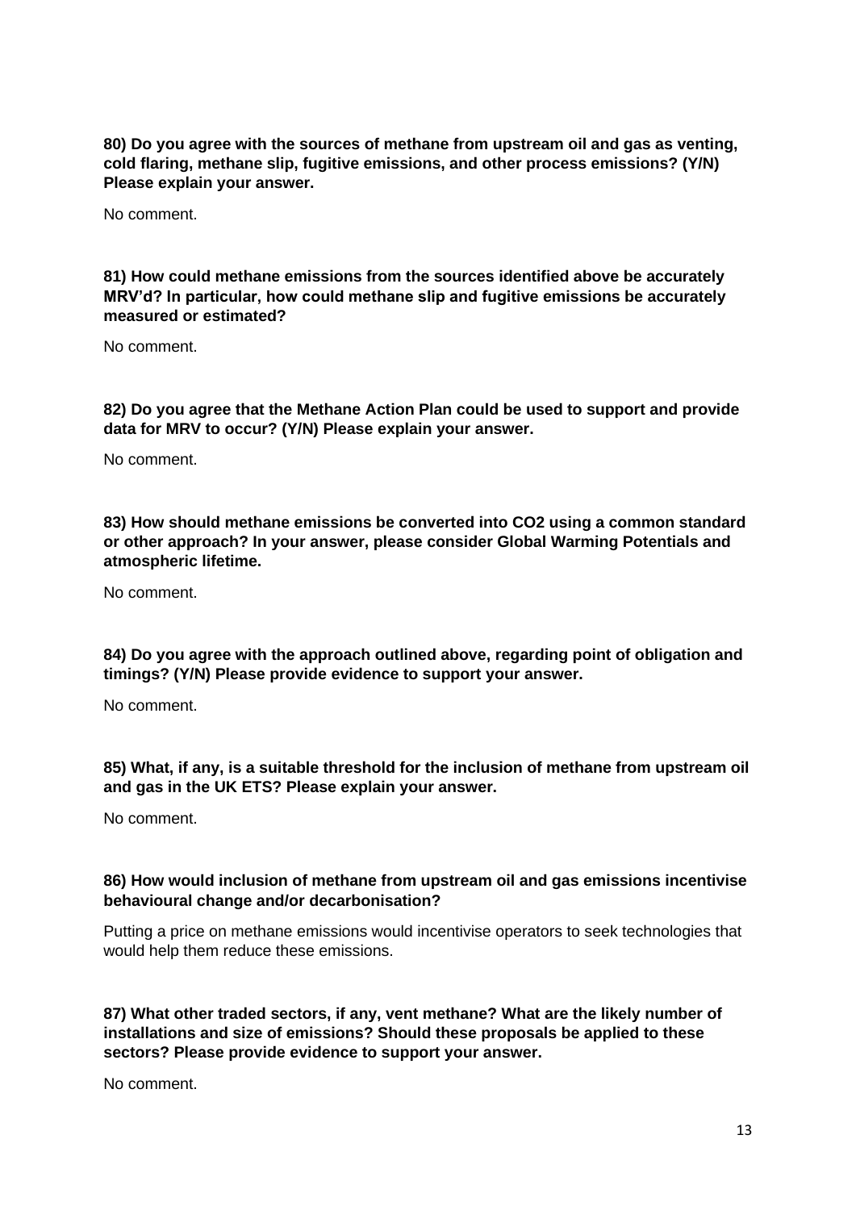**80) Do you agree with the sources of methane from upstream oil and gas as venting, cold flaring, methane slip, fugitive emissions, and other process emissions? (Y/N) Please explain your answer.**

No comment.

**81) How could methane emissions from the sources identified above be accurately MRV'd? In particular, how could methane slip and fugitive emissions be accurately measured or estimated?**

No comment.

**82) Do you agree that the Methane Action Plan could be used to support and provide data for MRV to occur? (Y/N) Please explain your answer.**

No comment.

**83) How should methane emissions be converted into CO2 using a common standard or other approach? In your answer, please consider Global Warming Potentials and atmospheric lifetime.**

No comment.

**84) Do you agree with the approach outlined above, regarding point of obligation and timings? (Y/N) Please provide evidence to support your answer.**

No comment.

**85) What, if any, is a suitable threshold for the inclusion of methane from upstream oil and gas in the UK ETS? Please explain your answer.**

No comment.

**86) How would inclusion of methane from upstream oil and gas emissions incentivise behavioural change and/or decarbonisation?**

Putting a price on methane emissions would incentivise operators to seek technologies that would help them reduce these emissions.

**87) What other traded sectors, if any, vent methane? What are the likely number of installations and size of emissions? Should these proposals be applied to these sectors? Please provide evidence to support your answer.**

No comment.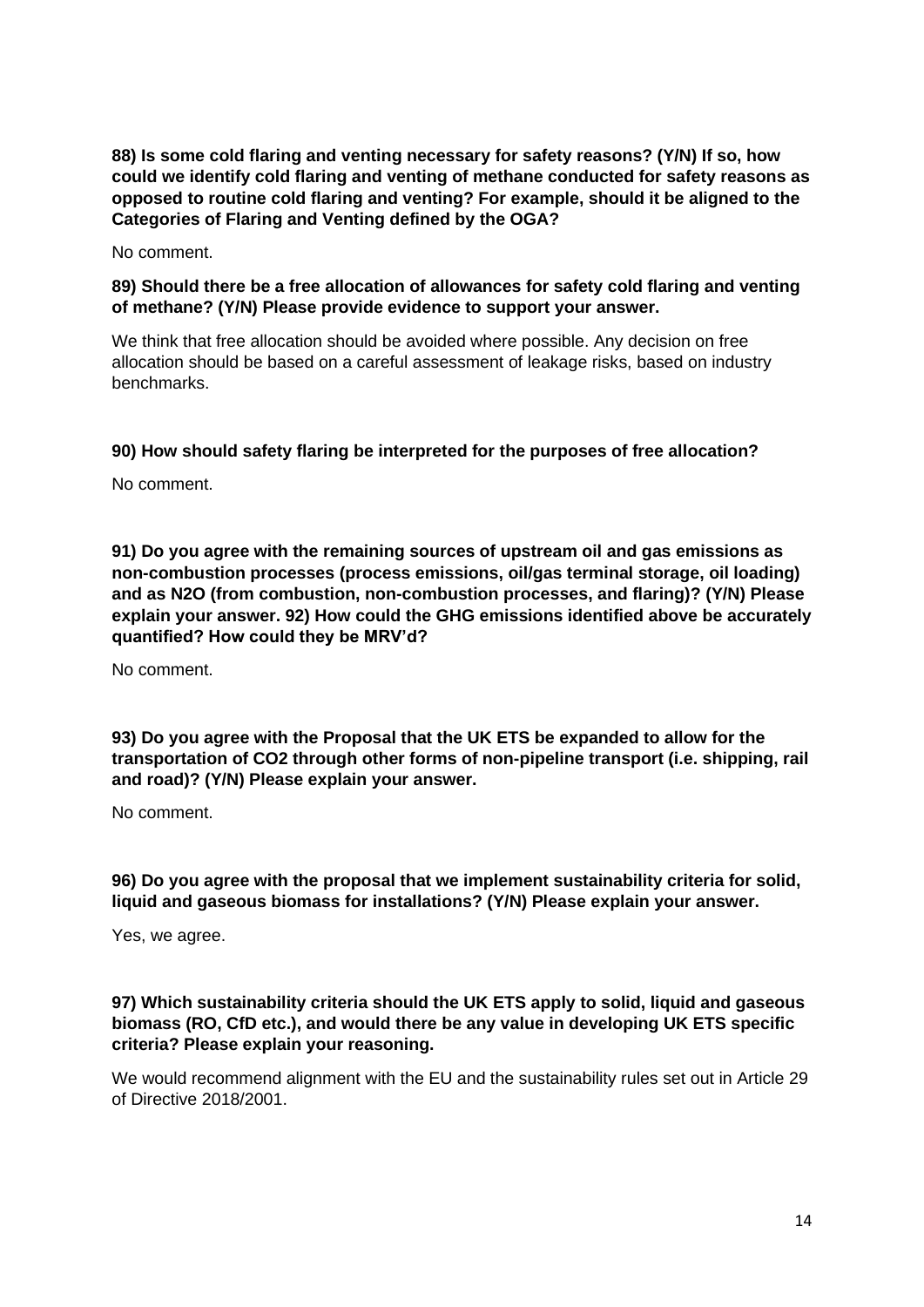**88) Is some cold flaring and venting necessary for safety reasons? (Y/N) If so, how could we identify cold flaring and venting of methane conducted for safety reasons as opposed to routine cold flaring and venting? For example, should it be aligned to the Categories of Flaring and Venting defined by the OGA?**

No comment.

**89) Should there be a free allocation of allowances for safety cold flaring and venting of methane? (Y/N) Please provide evidence to support your answer.**

We think that free allocation should be avoided where possible. Any decision on free allocation should be based on a careful assessment of leakage risks, based on industry benchmarks.

**90) How should safety flaring be interpreted for the purposes of free allocation?**

No comment.

**91) Do you agree with the remaining sources of upstream oil and gas emissions as non-combustion processes (process emissions, oil/gas terminal storage, oil loading) and as N2O (from combustion, non-combustion processes, and flaring)? (Y/N) Please explain your answer. 92) How could the GHG emissions identified above be accurately quantified? How could they be MRV'd?**

No comment.

**93) Do you agree with the Proposal that the UK ETS be expanded to allow for the transportation of CO2 through other forms of non-pipeline transport (i.e. shipping, rail and road)? (Y/N) Please explain your answer.**

No comment.

**96) Do you agree with the proposal that we implement sustainability criteria for solid, liquid and gaseous biomass for installations? (Y/N) Please explain your answer.**

Yes, we agree.

**97) Which sustainability criteria should the UK ETS apply to solid, liquid and gaseous biomass (RO, CfD etc.), and would there be any value in developing UK ETS specific criteria? Please explain your reasoning.**

We would recommend alignment with the EU and the sustainability rules set out in Article 29 of Directive 2018/2001.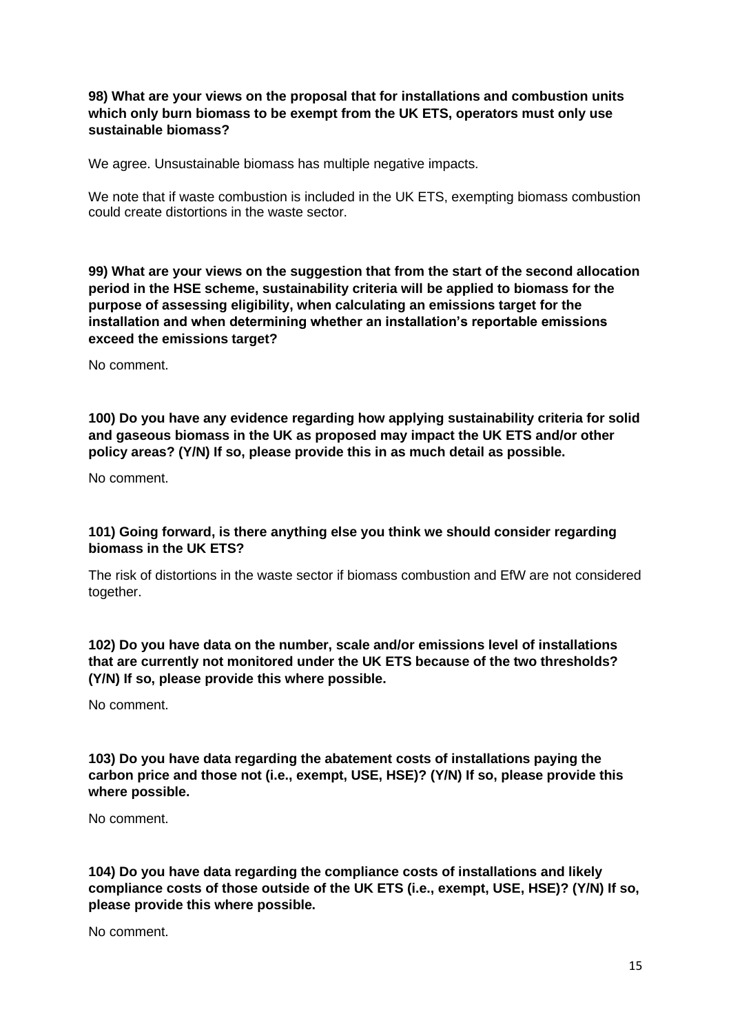**98) What are your views on the proposal that for installations and combustion units which only burn biomass to be exempt from the UK ETS, operators must only use sustainable biomass?**

We agree. Unsustainable biomass has multiple negative impacts.

We note that if waste combustion is included in the UK ETS, exempting biomass combustion could create distortions in the waste sector.

**99) What are your views on the suggestion that from the start of the second allocation period in the HSE scheme, sustainability criteria will be applied to biomass for the purpose of assessing eligibility, when calculating an emissions target for the installation and when determining whether an installation's reportable emissions exceed the emissions target?**

No comment.

**100) Do you have any evidence regarding how applying sustainability criteria for solid and gaseous biomass in the UK as proposed may impact the UK ETS and/or other policy areas? (Y/N) If so, please provide this in as much detail as possible.**

No comment.

**101) Going forward, is there anything else you think we should consider regarding biomass in the UK ETS?**

The risk of distortions in the waste sector if biomass combustion and EfW are not considered together.

**102) Do you have data on the number, scale and/or emissions level of installations that are currently not monitored under the UK ETS because of the two thresholds? (Y/N) If so, please provide this where possible.**

No comment.

**103) Do you have data regarding the abatement costs of installations paying the carbon price and those not (i.e., exempt, USE, HSE)? (Y/N) If so, please provide this where possible.**

No comment.

**104) Do you have data regarding the compliance costs of installations and likely compliance costs of those outside of the UK ETS (i.e., exempt, USE, HSE)? (Y/N) If so, please provide this where possible.**

No comment.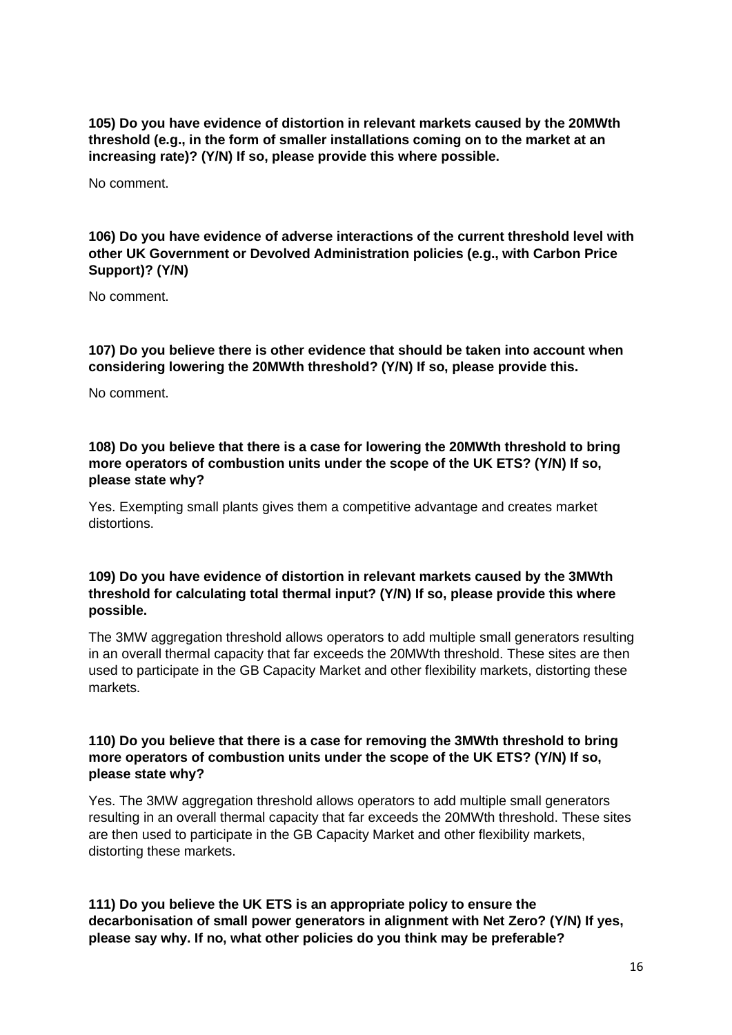**105) Do you have evidence of distortion in relevant markets caused by the 20MWth threshold (e.g., in the form of smaller installations coming on to the market at an increasing rate)? (Y/N) If so, please provide this where possible.**

No comment.

**106) Do you have evidence of adverse interactions of the current threshold level with other UK Government or Devolved Administration policies (e.g., with Carbon Price Support)? (Y/N)**

No comment.

**107) Do you believe there is other evidence that should be taken into account when considering lowering the 20MWth threshold? (Y/N) If so, please provide this.**

No comment.

**108) Do you believe that there is a case for lowering the 20MWth threshold to bring more operators of combustion units under the scope of the UK ETS? (Y/N) If so, please state why?**

Yes. Exempting small plants gives them a competitive advantage and creates market distortions.

**109) Do you have evidence of distortion in relevant markets caused by the 3MWth threshold for calculating total thermal input? (Y/N) If so, please provide this where possible.**

The 3MW aggregation threshold allows operators to add multiple small generators resulting in an overall thermal capacity that far exceeds the 20MWth threshold. These sites are then used to participate in the GB Capacity Market and other flexibility markets, distorting these markets.

**110) Do you believe that there is a case for removing the 3MWth threshold to bring more operators of combustion units under the scope of the UK ETS? (Y/N) If so, please state why?**

Yes. The 3MW aggregation threshold allows operators to add multiple small generators resulting in an overall thermal capacity that far exceeds the 20MWth threshold. These sites are then used to participate in the GB Capacity Market and other flexibility markets, distorting these markets.

**111) Do you believe the UK ETS is an appropriate policy to ensure the decarbonisation of small power generators in alignment with Net Zero? (Y/N) If yes, please say why. If no, what other policies do you think may be preferable?**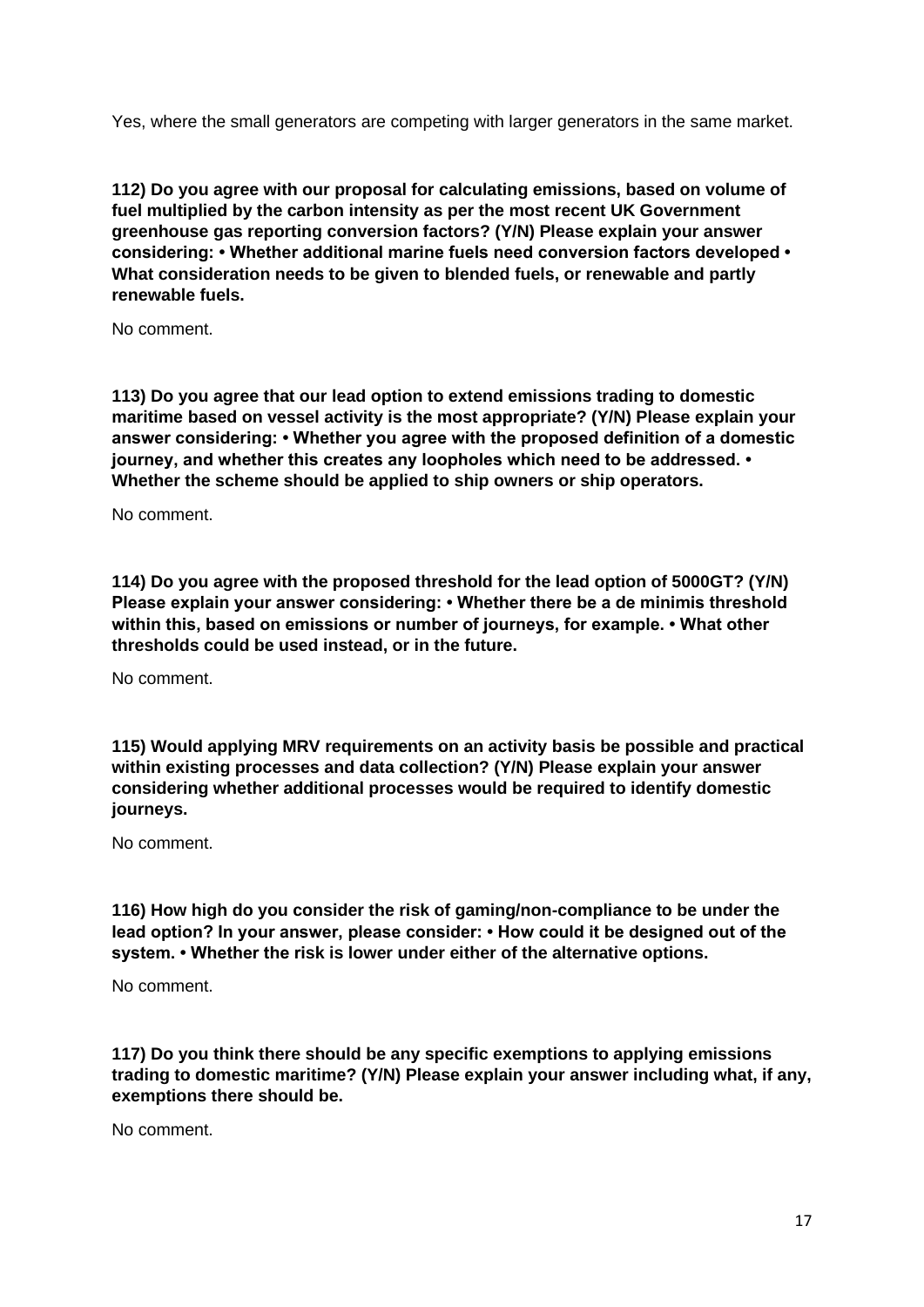Yes, where the small generators are competing with larger generators in the same market.

**112) Do you agree with our proposal for calculating emissions, based on volume of fuel multiplied by the carbon intensity as per the most recent UK Government greenhouse gas reporting conversion factors? (Y/N) Please explain your answer considering: • Whether additional marine fuels need conversion factors developed • What consideration needs to be given to blended fuels, or renewable and partly renewable fuels.**

No comment.

**113) Do you agree that our lead option to extend emissions trading to domestic maritime based on vessel activity is the most appropriate? (Y/N) Please explain your answer considering: • Whether you agree with the proposed definition of a domestic journey, and whether this creates any loopholes which need to be addressed. • Whether the scheme should be applied to ship owners or ship operators.**

No comment.

**114) Do you agree with the proposed threshold for the lead option of 5000GT? (Y/N) Please explain your answer considering: • Whether there be a de minimis threshold within this, based on emissions or number of journeys, for example. • What other thresholds could be used instead, or in the future.**

No comment.

**115) Would applying MRV requirements on an activity basis be possible and practical within existing processes and data collection? (Y/N) Please explain your answer considering whether additional processes would be required to identify domestic journeys.**

No comment.

**116) How high do you consider the risk of gaming/non-compliance to be under the lead option? In your answer, please consider: • How could it be designed out of the system. • Whether the risk is lower under either of the alternative options.**

No comment.

**117) Do you think there should be any specific exemptions to applying emissions trading to domestic maritime? (Y/N) Please explain your answer including what, if any, exemptions there should be.**

No comment.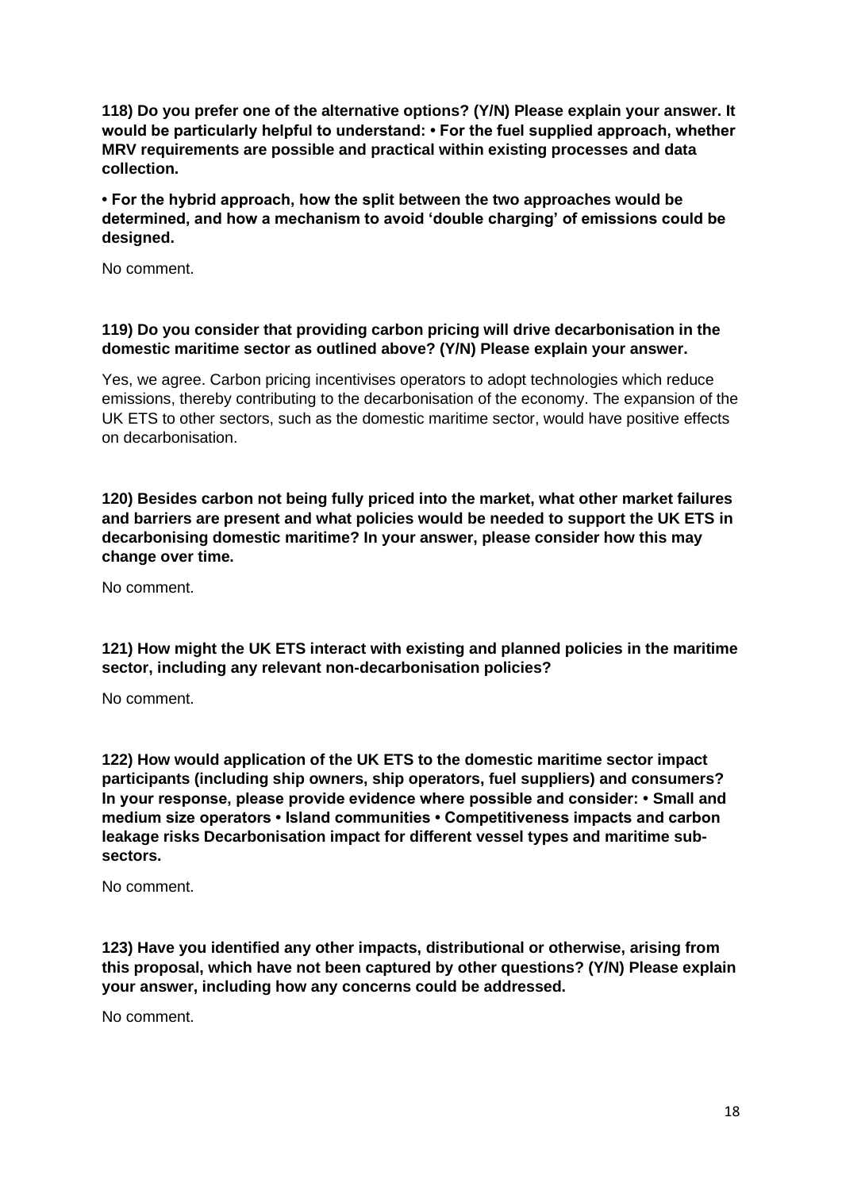**118) Do you prefer one of the alternative options? (Y/N) Please explain your answer. It would be particularly helpful to understand: • For the fuel supplied approach, whether MRV requirements are possible and practical within existing processes and data collection.**

**• For the hybrid approach, how the split between the two approaches would be determined, and how a mechanism to avoid 'double charging' of emissions could be designed.**

No comment.

**119) Do you consider that providing carbon pricing will drive decarbonisation in the domestic maritime sector as outlined above? (Y/N) Please explain your answer.**

Yes, we agree. Carbon pricing incentivises operators to adopt technologies which reduce emissions, thereby contributing to the decarbonisation of the economy. The expansion of the UK ETS to other sectors, such as the domestic maritime sector, would have positive effects on decarbonisation.

**120) Besides carbon not being fully priced into the market, what other market failures and barriers are present and what policies would be needed to support the UK ETS in decarbonising domestic maritime? In your answer, please consider how this may change over time.**

No comment.

**121) How might the UK ETS interact with existing and planned policies in the maritime sector, including any relevant non-decarbonisation policies?**

No comment.

**122) How would application of the UK ETS to the domestic maritime sector impact participants (including ship owners, ship operators, fuel suppliers) and consumers? In your response, please provide evidence where possible and consider: • Small and medium size operators • Island communities • Competitiveness impacts and carbon leakage risks Decarbonisation impact for different vessel types and maritime sub-sectors.**

No comment.

**123) Have you identified any other impacts, distributional or otherwise, arising from this proposal, which have not been captured by other questions? (Y/N) Please explain your answer, including how any concerns could be addressed.**

No comment.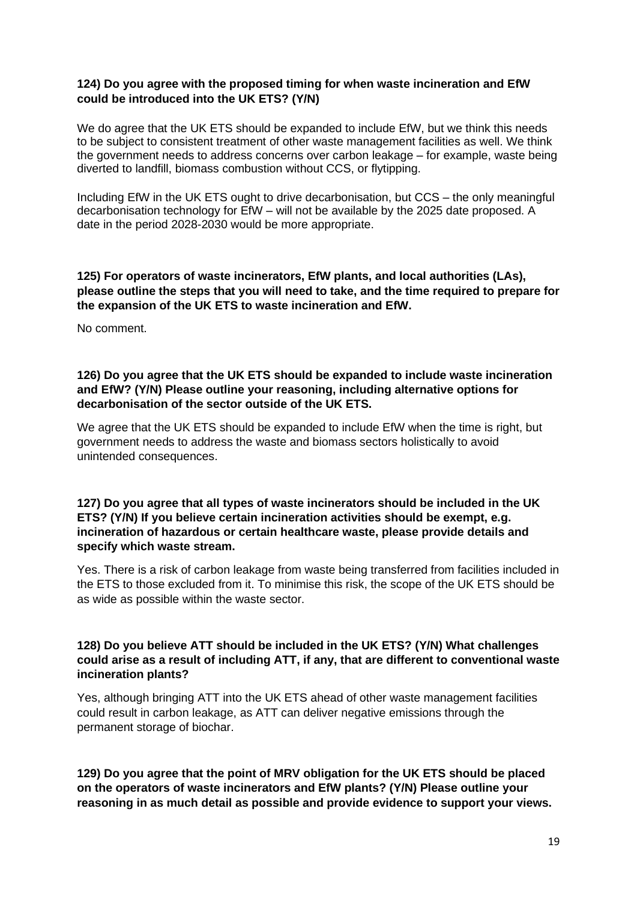**124) Do you agree with the proposed timing for when waste incineration and EfW could be introduced into the UK ETS? (Y/N)**

We do agree that the UK ETS should be expanded to include EfW, but we think this needs to be subject to consistent treatment of other waste management facilities as well. We think the government needs to address concerns over carbon leakage – for example, waste being diverted to landfill, biomass combustion without CCS, or flytipping.

Including EfW in the UK ETS ought to drive decarbonisation, but CCS – the only meaningful decarbonisation technology for EfW – will not be available by the 2025 date proposed. A date in the period 2028-2030 would be more appropriate.

**125) For operators of waste incinerators, EfW plants, and local authorities (LAs), please outline the steps that you will need to take, and the time required to prepare for the expansion of the UK ETS to waste incineration and EfW.**

No comment.

**126) Do you agree that the UK ETS should be expanded to include waste incineration and EfW? (Y/N) Please outline your reasoning, including alternative options for decarbonisation of the sector outside of the UK ETS.**

We agree that the UK ETS should be expanded to include EfW when the time is right, but government needs to address the waste and biomass sectors holistically to avoid unintended consequences.

**127) Do you agree that all types of waste incinerators should be included in the UK ETS? (Y/N) If you believe certain incineration activities should be exempt, e.g. incineration of hazardous or certain healthcare waste, please provide details and specify which waste stream.**

Yes. There is a risk of carbon leakage from waste being transferred from facilities included in the ETS to those excluded from it. To minimise this risk, the scope of the UK ETS should be as wide as possible within the waste sector.

**128) Do you believe ATT should be included in the UK ETS? (Y/N) What challenges could arise as a result of including ATT, if any, that are different to conventional waste incineration plants?**

Yes, although bringing ATT into the UK ETS ahead of other waste management facilities could result in carbon leakage, as ATT can deliver negative emissions through the permanent storage of biochar.

**129) Do you agree that the point of MRV obligation for the UK ETS should be placed on the operators of waste incinerators and EfW plants? (Y/N) Please outline your reasoning in as much detail as possible and provide evidence to support your views.**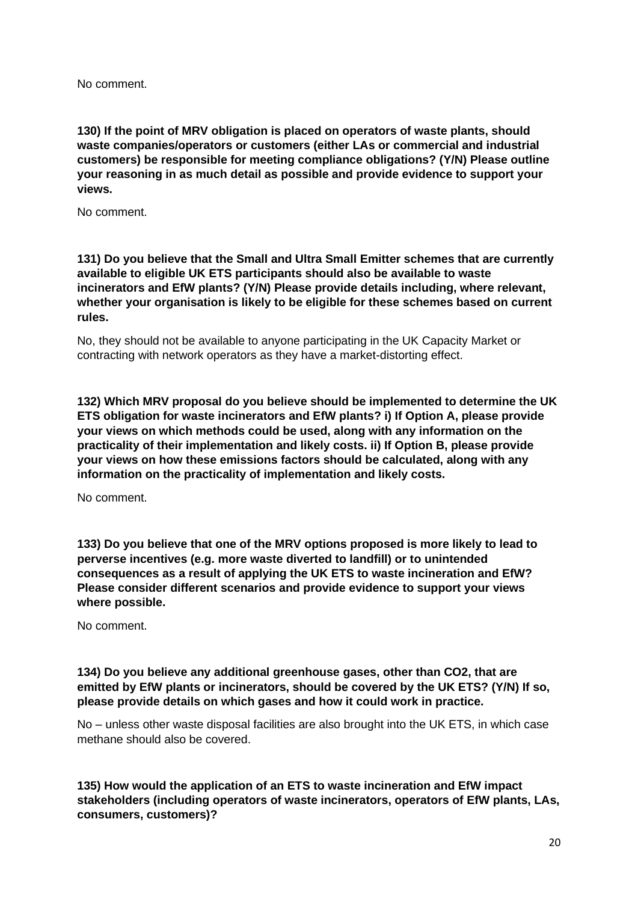No comment.

**130) If the point of MRV obligation is placed on operators of waste plants, should waste companies/operators or customers (either LAs or commercial and industrial customers) be responsible for meeting compliance obligations? (Y/N) Please outline your reasoning in as much detail as possible and provide evidence to support your views.**

No comment.

**131) Do you believe that the Small and Ultra Small Emitter schemes that are currently available to eligible UK ETS participants should also be available to waste incinerators and EfW plants? (Y/N) Please provide details including, where relevant, whether your organisation is likely to be eligible for these schemes based on current rules.**

No, they should not be available to anyone participating in the UK Capacity Market or contracting with network operators as they have a market-distorting effect.

**132) Which MRV proposal do you believe should be implemented to determine the UK ETS obligation for waste incinerators and EfW plants? i) If Option A, please provide your views on which methods could be used, along with any information on the practicality of their implementation and likely costs. ii) If Option B, please provide your views on how these emissions factors should be calculated, along with any information on the practicality of implementation and likely costs.**

No comment.

**133) Do you believe that one of the MRV options proposed is more likely to lead to perverse incentives (e.g. more waste diverted to landfill) or to unintended consequences as a result of applying the UK ETS to waste incineration and EfW? Please consider different scenarios and provide evidence to support your views where possible.**

No comment.

**134) Do you believe any additional greenhouse gases, other than $CO_2$, that are emitted by EfW plants or incinerators, should be covered by the UK ETS? (Y/N) If so, please provide details on which gases and how it could work in practice.**

No – unless other waste disposal facilities are also brought into the UK ETS, in which case methane should also be covered.

**135) How would the application of an ETS to waste incineration and EfW impact stakeholders (including operators of waste incinerators, operators of EfW plants, LAs, consumers, customers)?**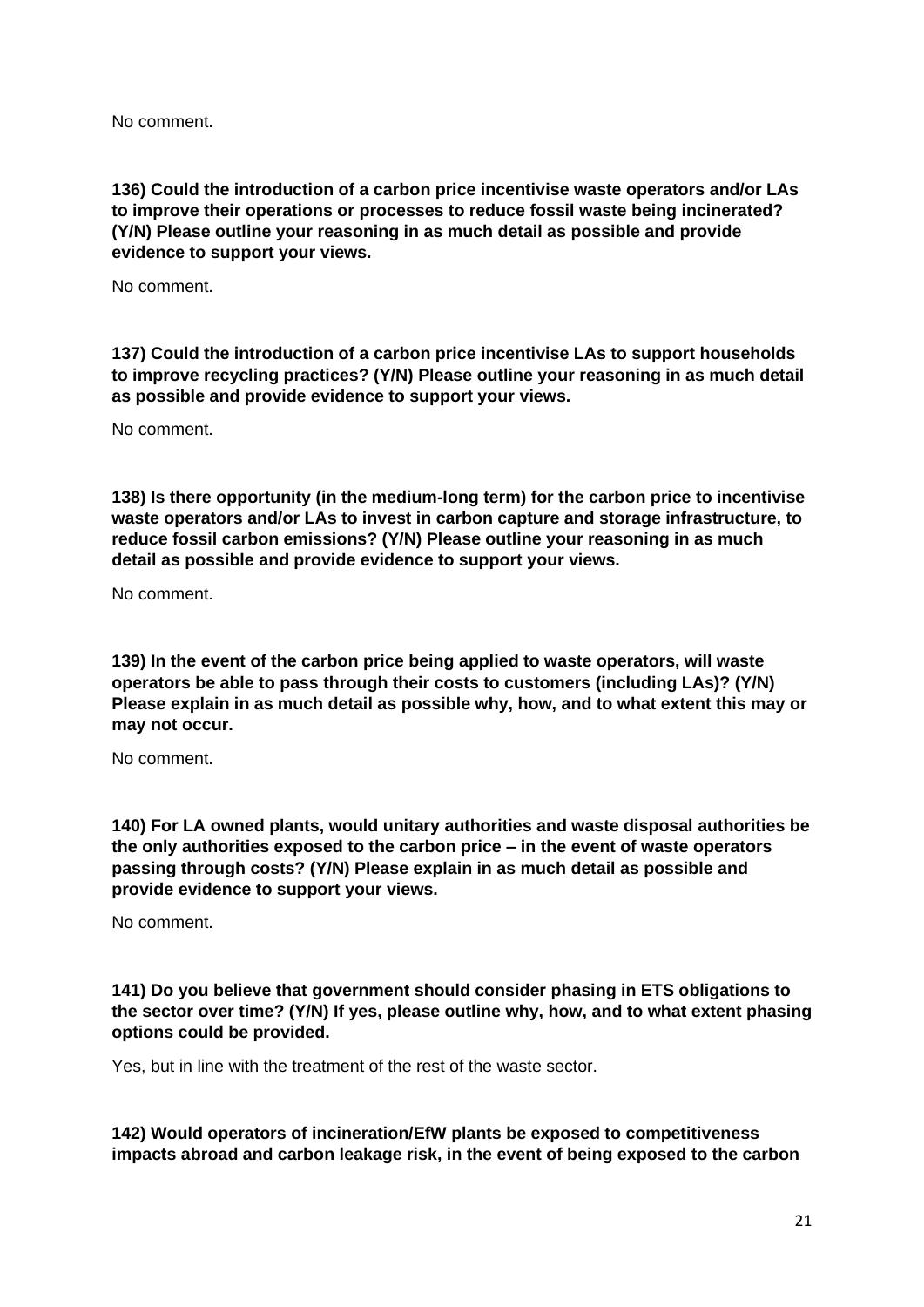No comment.

**136) Could the introduction of a carbon price incentivise waste operators and/or LAs to improve their operations or processes to reduce fossil waste being incinerated? (Y/N) Please outline your reasoning in as much detail as possible and provide evidence to support your views.**

No comment.

**137) Could the introduction of a carbon price incentivise LAs to support households to improve recycling practices? (Y/N) Please outline your reasoning in as much detail as possible and provide evidence to support your views.**

No comment.

**138) Is there opportunity (in the medium-long term) for the carbon price to incentivise waste operators and/or LAs to invest in carbon capture and storage infrastructure, to reduce fossil carbon emissions? (Y/N) Please outline your reasoning in as much detail as possible and provide evidence to support your views.**

No comment.

**139) In the event of the carbon price being applied to waste operators, will waste operators be able to pass through their costs to customers (including LAs)? (Y/N) Please explain in as much detail as possible why, how, and to what extent this may or may not occur.**

No comment.

**140) For LA owned plants, would unitary authorities and waste disposal authorities be the only authorities exposed to the carbon price – in the event of waste operators passing through costs? (Y/N) Please explain in as much detail as possible and provide evidence to support your views.**

No comment.

**141) Do you believe that government should consider phasing in ETS obligations to the sector over time? (Y/N) If yes, please outline why, how, and to what extent phasing options could be provided.**

Yes, but in line with the treatment of the rest of the waste sector.

**142) Would operators of incineration/EfW plants be exposed to competitiveness impacts abroad and carbon leakage risk, in the event of being exposed to the carbon**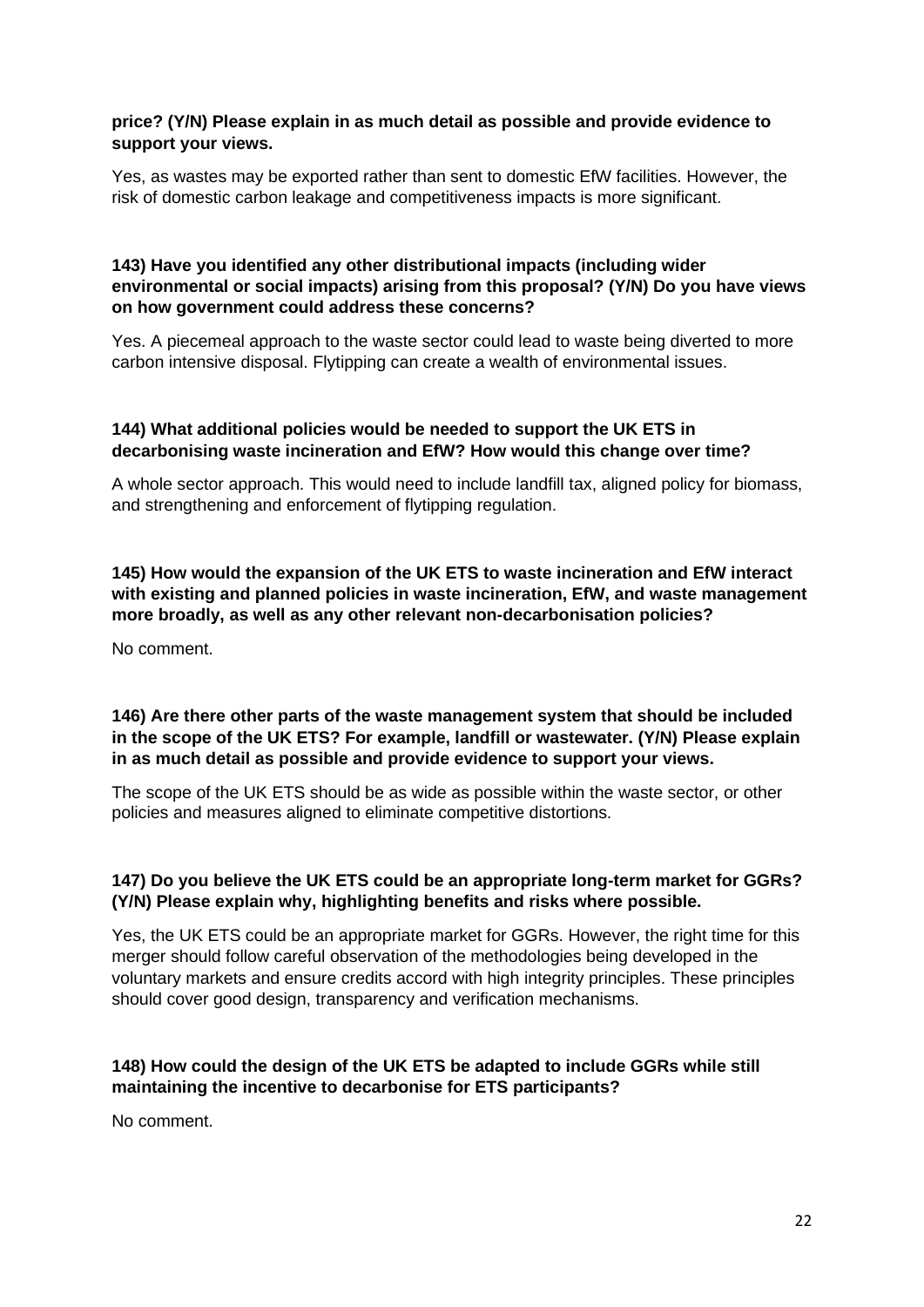**price? (Y/N) Please explain in as much detail as possible and provide evidence to support your views.**

Yes, as wastes may be exported rather than sent to domestic EfW facilities. However, the risk of domestic carbon leakage and competitiveness impacts is more significant.

**143) Have you identified any other distributional impacts (including wider environmental or social impacts) arising from this proposal? (Y/N) Do you have views on how government could address these concerns?**

Yes. A piecemeal approach to the waste sector could lead to waste being diverted to more carbon intensive disposal. Flytipping can create a wealth of environmental issues.

**144) What additional policies would be needed to support the UK ETS in decarbonising waste incineration and EfW? How would this change over time?**

A whole sector approach. This would need to include landfill tax, aligned policy for biomass, and strengthening and enforcement of flytipping regulation.

**145) How would the expansion of the UK ETS to waste incineration and EfW interact with existing and planned policies in waste incineration, EfW, and waste management more broadly, as well as any other relevant non-decarbonisation policies?**

No comment.

**146) Are there other parts of the waste management system that should be included in the scope of the UK ETS? For example, landfill or wastewater. (Y/N) Please explain in as much detail as possible and provide evidence to support your views.**

The scope of the UK ETS should be as wide as possible within the waste sector, or other policies and measures aligned to eliminate competitive distortions.

**147) Do you believe the UK ETS could be an appropriate long-term market for GGRs? (Y/N) Please explain why, highlighting benefits and risks where possible.**

Yes, the UK ETS could be an appropriate market for GGRs. However, the right time for this merger should follow careful observation of the methodologies being developed in the voluntary markets and ensure credits accord with high integrity principles. These principles should cover good design, transparency and verification mechanisms.

**148) How could the design of the UK ETS be adapted to include GGRs while still maintaining the incentive to decarbonise for ETS participants?**

No comment.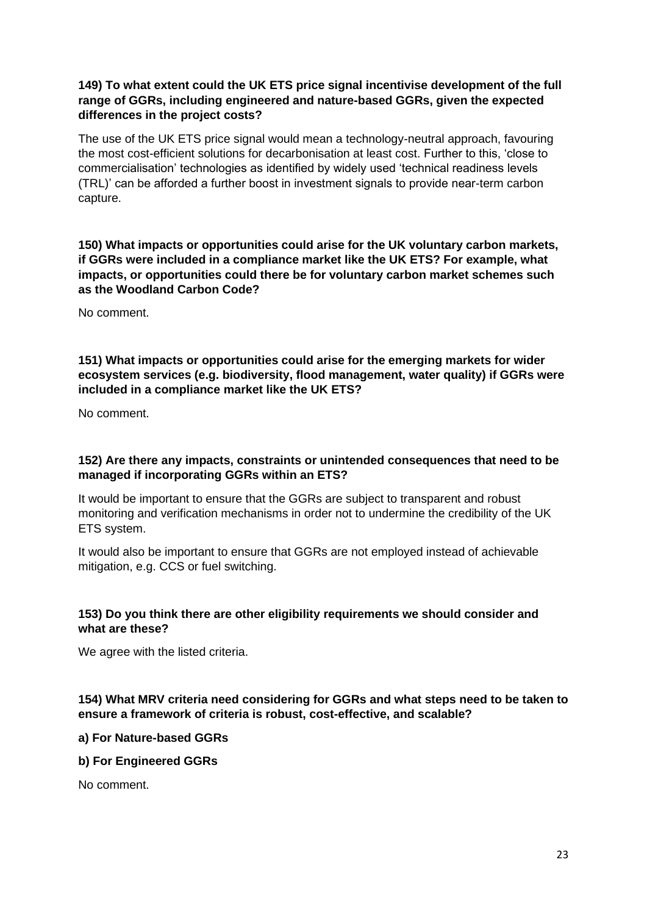**149) To what extent could the UK ETS price signal incentivise development of the full range of GGRs, including engineered and nature-based GGRs, given the expected differences in the project costs?**

The use of the UK ETS price signal would mean a technology-neutral approach, favouring the most cost-efficient solutions for decarbonisation at least cost. Further to this, 'close to commercialisation' technologies as identified by widely used 'technical readiness levels (TRL)' can be afforded a further boost in investment signals to provide near-term carbon capture.

**150) What impacts or opportunities could arise for the UK voluntary carbon markets, if GGRs were included in a compliance market like the UK ETS? For example, what impacts, or opportunities could there be for voluntary carbon market schemes such as the Woodland Carbon Code?**

No comment.

**151) What impacts or opportunities could arise for the emerging markets for wider ecosystem services (e.g. biodiversity, flood management, water quality) if GGRs were included in a compliance market like the UK ETS?**

No comment.

**152) Are there any impacts, constraints or unintended consequences that need to be managed if incorporating GGRs within an ETS?**

It would be important to ensure that the GGRs are subject to transparent and robust monitoring and verification mechanisms in order not to undermine the credibility of the UK ETS system.

It would also be important to ensure that GGRs are not employed instead of achievable mitigation, e.g. CCS or fuel switching.

**153) Do you think there are other eligibility requirements we should consider and what are these?**

We agree with the listed criteria.

**154) What MRV criteria need considering for GGRs and what steps need to be taken to ensure a framework of criteria is robust, cost-effective, and scalable?**

**a) For Nature-based GGRs**

**b) For Engineered GGRs**

No comment.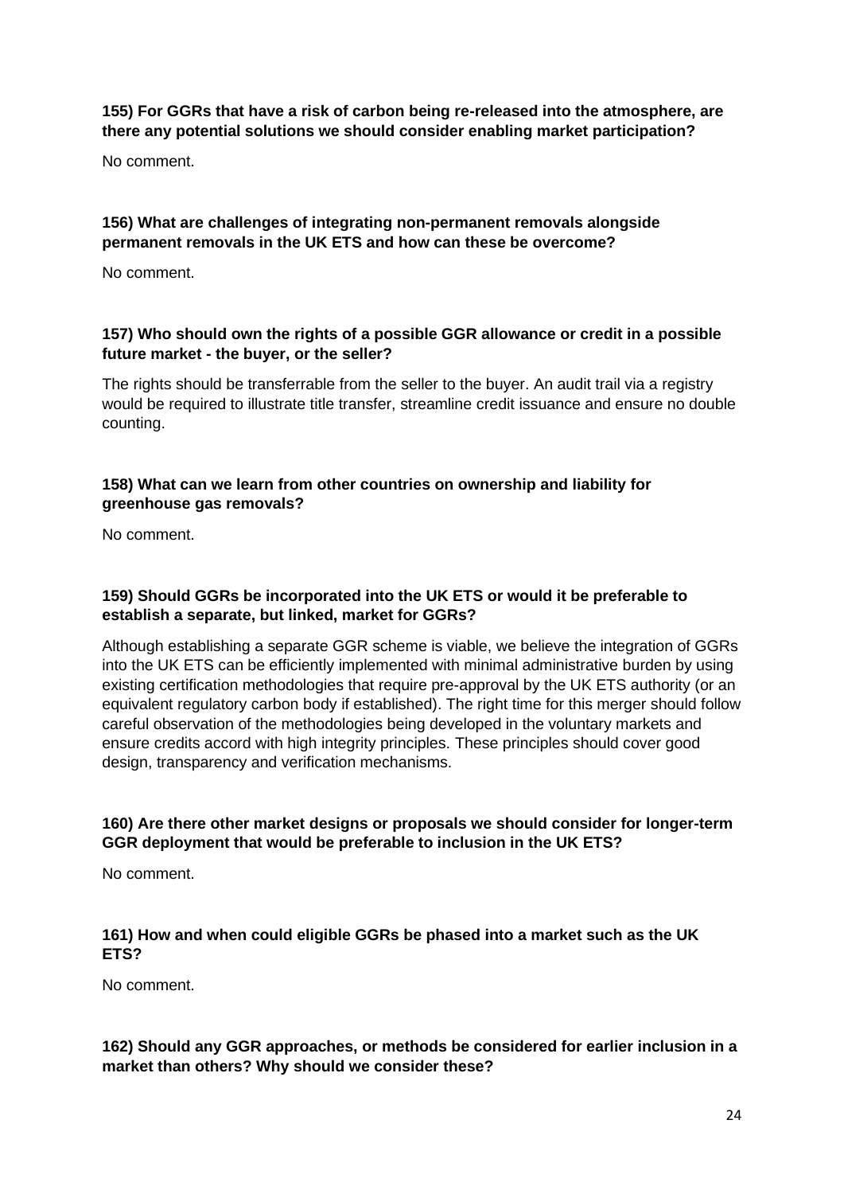**155) For GGRs that have a risk of carbon being re-released into the atmosphere, are there any potential solutions we should consider enabling market participation?**

No comment.

**156) What are challenges of integrating non-permanent removals alongside permanent removals in the UK ETS and how can these be overcome?**

No comment.

**157) Who should own the rights of a possible GGR allowance or credit in a possible future market - the buyer, or the seller?**

The rights should be transferrable from the seller to the buyer. An audit trail via a registry would be required to illustrate title transfer, streamline credit issuance and ensure no double counting.

**158) What can we learn from other countries on ownership and liability for greenhouse gas removals?**

No comment.

**159) Should GGRs be incorporated into the UK ETS or would it be preferable to establish a separate, but linked, market for GGRs?**

Although establishing a separate GGR scheme is viable, we believe the integration of GGRs into the UK ETS can be efficiently implemented with minimal administrative burden by using existing certification methodologies that require pre-approval by the UK ETS authority (or an equivalent regulatory carbon body if established). The right time for this merger should follow careful observation of the methodologies being developed in the voluntary markets and ensure credits accord with high integrity principles. These principles should cover good design, transparency and verification mechanisms.

**160) Are there other market designs or proposals we should consider for longer-term GGR deployment that would be preferable to inclusion in the UK ETS?**

No comment.

**161) How and when could eligible GGRs be phased into a market such as the UK ETS?**

No comment.

**162) Should any GGR approaches, or methods be considered for earlier inclusion in a market than others? Why should we consider these?**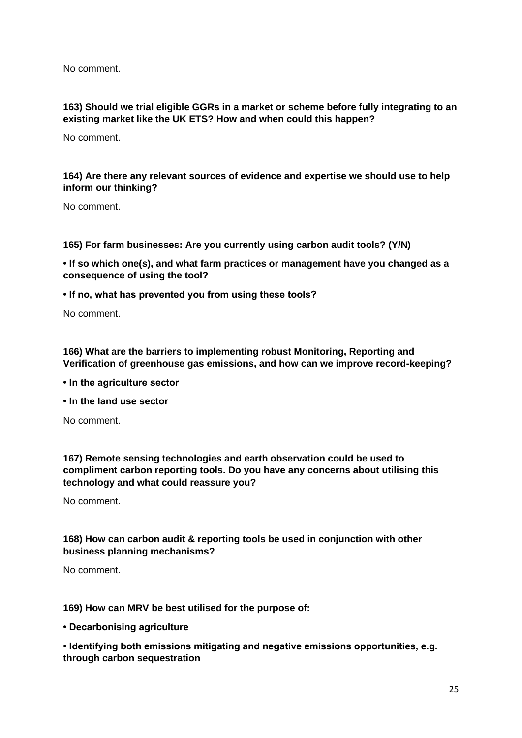No comment.

**163) Should we trial eligible GGRs in a market or scheme before fully integrating to an existing market like the UK ETS? How and when could this happen?**

No comment.

**164) Are there any relevant sources of evidence and expertise we should use to help inform our thinking?**

No comment.

**165) For farm businesses: Are you currently using carbon audit tools? (Y/N)**

**• If so which one(s), and what farm practices or management have you changed as a consequence of using the tool?**

**• If no, what has prevented you from using these tools?**

No comment.

**166) What are the barriers to implementing robust Monitoring, Reporting and Verification of greenhouse gas emissions, and how can we improve record-keeping?**

**• In the agriculture sector**

**• In the land use sector**

No comment.

**167) Remote sensing technologies and earth observation could be used to compliment carbon reporting tools. Do you have any concerns about utilising this technology and what could reassure you?**

No comment.

**168) How can carbon audit & reporting tools be used in conjunction with other business planning mechanisms?**

No comment.

**169) How can MRV be best utilised for the purpose of:**

**• Decarbonising agriculture**

**• Identifying both emissions mitigating and negative emissions opportunities, e.g. through carbon sequestration**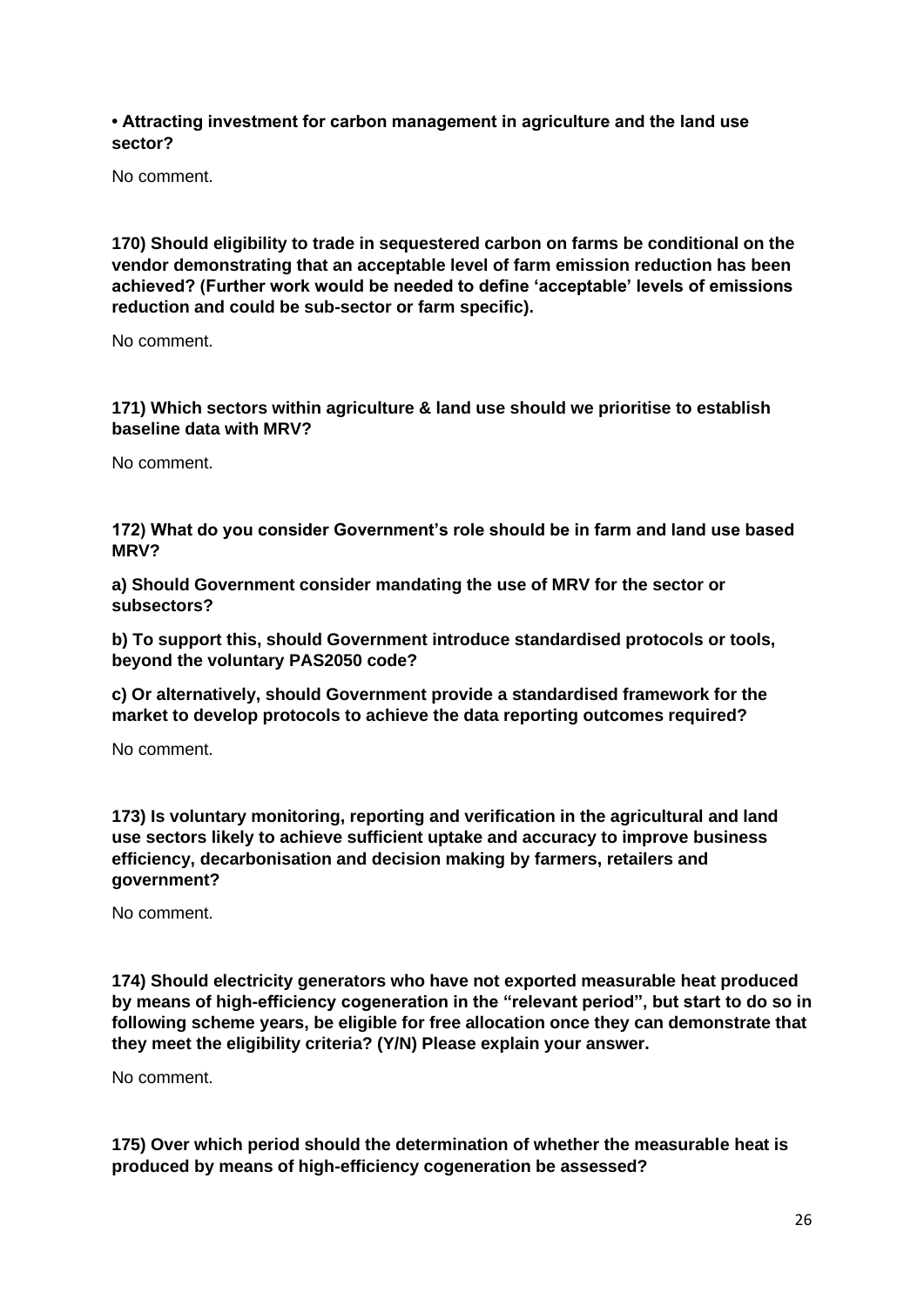**• Attracting investment for carbon management in agriculture and the land use sector?**

No comment.

**170) Should eligibility to trade in sequestered carbon on farms be conditional on the vendor demonstrating that an acceptable level of farm emission reduction has been achieved? (Further work would be needed to define 'acceptable' levels of emissions reduction and could be sub-sector or farm specific).**

No comment.

**171) Which sectors within agriculture & land use should we prioritise to establish baseline data with MRV?**

No comment.

**172) What do you consider Government's role should be in farm and land use based MRV?**

**a) Should Government consider mandating the use of MRV for the sector or subsectors?**

**b) To support this, should Government introduce standardised protocols or tools, beyond the voluntary PAS2050 code?**

**c) Or alternatively, should Government provide a standardised framework for the market to develop protocols to achieve the data reporting outcomes required?**

No comment.

**173) Is voluntary monitoring, reporting and verification in the agricultural and land use sectors likely to achieve sufficient uptake and accuracy to improve business efficiency, decarbonisation and decision making by farmers, retailers and government?**

No comment.

**174) Should electricity generators who have not exported measurable heat produced by means of high-efficiency cogeneration in the "relevant period", but start to do so in following scheme years, be eligible for free allocation once they can demonstrate that they meet the eligibility criteria? (Y/N) Please explain your answer.**

No comment.

**175) Over which period should the determination of whether the measurable heat is produced by means of high-efficiency cogeneration be assessed?**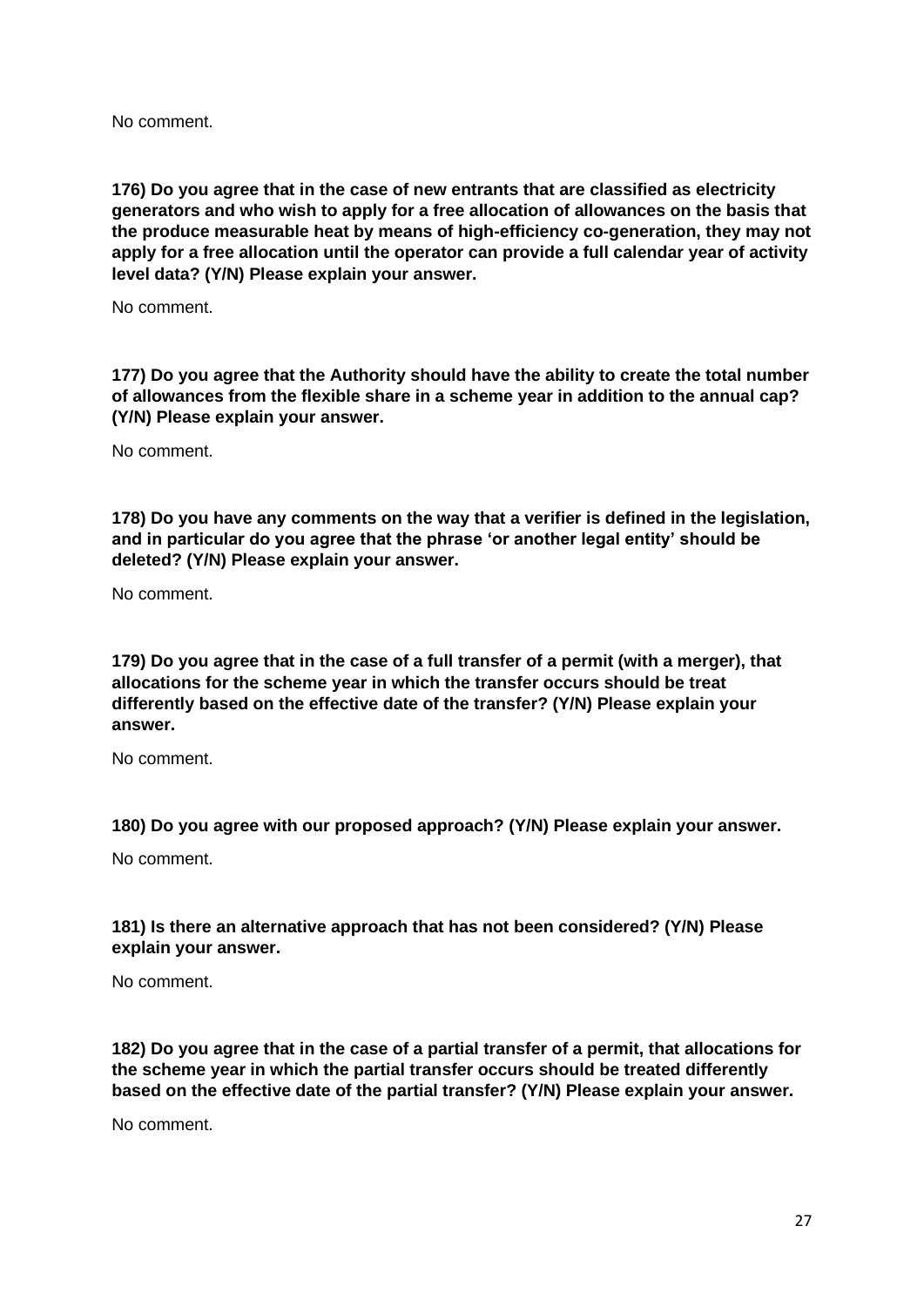No comment.

**176) Do you agree that in the case of new entrants that are classified as electricity generators and who wish to apply for a free allocation of allowances on the basis that the produce measurable heat by means of high-efficiency co-generation, they may not apply for a free allocation until the operator can provide a full calendar year of activity level data? (Y/N) Please explain your answer.**

No comment.

**177) Do you agree that the Authority should have the ability to create the total number of allowances from the flexible share in a scheme year in addition to the annual cap? (Y/N) Please explain your answer.**

No comment.

**178) Do you have any comments on the way that a verifier is defined in the legislation, and in particular do you agree that the phrase 'or another legal entity' should be deleted? (Y/N) Please explain your answer.**

No comment.

**179) Do you agree that in the case of a full transfer of a permit (with a merger), that allocations for the scheme year in which the transfer occurs should be treat differently based on the effective date of the transfer? (Y/N) Please explain your answer.**

No comment.

**180) Do you agree with our proposed approach? (Y/N) Please explain your answer.**

No comment.

**181) Is there an alternative approach that has not been considered? (Y/N) Please explain your answer.**

No comment.

**182) Do you agree that in the case of a partial transfer of a permit, that allocations for the scheme year in which the partial transfer occurs should be treated differently based on the effective date of the partial transfer? (Y/N) Please explain your answer.**

No comment.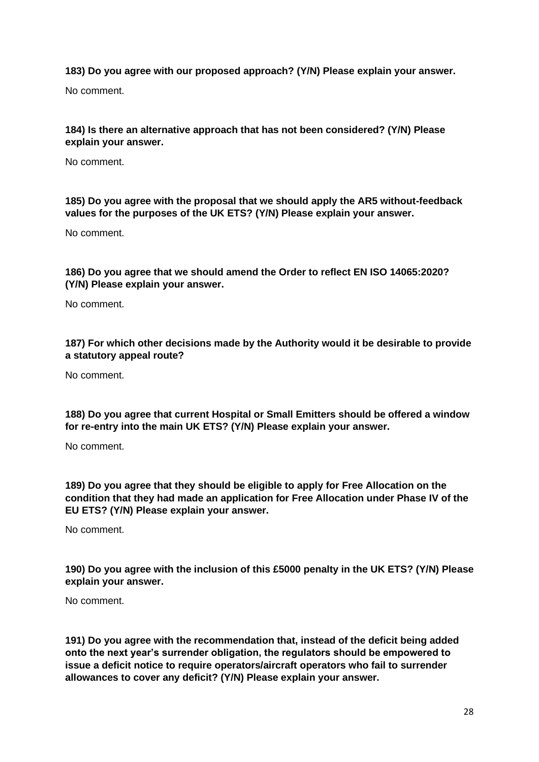**183) Do you agree with our proposed approach? (Y/N) Please explain your answer.**

No comment.

**184) Is there an alternative approach that has not been considered? (Y/N) Please explain your answer.**

No comment.

**185) Do you agree with the proposal that we should apply the AR5 without-feedback values for the purposes of the UK ETS? (Y/N) Please explain your answer.**

No comment.

**186) Do you agree that we should amend the Order to reflect EN ISO 14065:2020? (Y/N) Please explain your answer.**

No comment.

**187) For which other decisions made by the Authority would it be desirable to provide a statutory appeal route?**

No comment.

**188) Do you agree that current Hospital or Small Emitters should be offered a window for re-entry into the main UK ETS? (Y/N) Please explain your answer.**

No comment.

**189) Do you agree that they should be eligible to apply for Free Allocation on the condition that they had made an application for Free Allocation under Phase IV of the EU ETS? (Y/N) Please explain your answer.**

No comment.

**190) Do you agree with the inclusion of this £5000 penalty in the UK ETS? (Y/N) Please explain your answer.**

No comment.

**191) Do you agree with the recommendation that, instead of the deficit being added onto the next year's surrender obligation, the regulators should be empowered to issue a deficit notice to require operators/aircraft operators who fail to surrender allowances to cover any deficit? (Y/N) Please explain your answer.**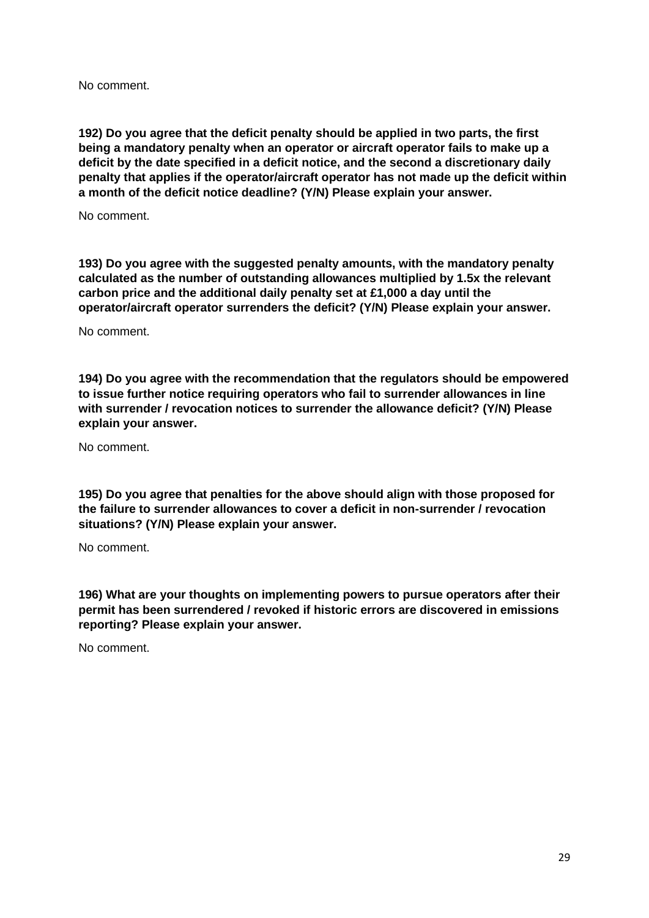No comment.

**192) Do you agree that the deficit penalty should be applied in two parts, the first being a mandatory penalty when an operator or aircraft operator fails to make up a deficit by the date specified in a deficit notice, and the second a discretionary daily penalty that applies if the operator/aircraft operator has not made up the deficit within a month of the deficit notice deadline? (Y/N) Please explain your answer.**

No comment.

**193) Do you agree with the suggested penalty amounts, with the mandatory penalty calculated as the number of outstanding allowances multiplied by 1.5x the relevant carbon price and the additional daily penalty set at £1,000 a day until the operator/aircraft operator surrenders the deficit? (Y/N) Please explain your answer.**

No comment.

**194) Do you agree with the recommendation that the regulators should be empowered to issue further notice requiring operators who fail to surrender allowances in line with surrender / revocation notices to surrender the allowance deficit? (Y/N) Please explain your answer.**

No comment.

**195) Do you agree that penalties for the above should align with those proposed for the failure to surrender allowances to cover a deficit in non-surrender / revocation situations? (Y/N) Please explain your answer.**

No comment.

**196) What are your thoughts on implementing powers to pursue operators after their permit has been surrendered / revoked if historic errors are discovered in emissions reporting? Please explain your answer.**

No comment.